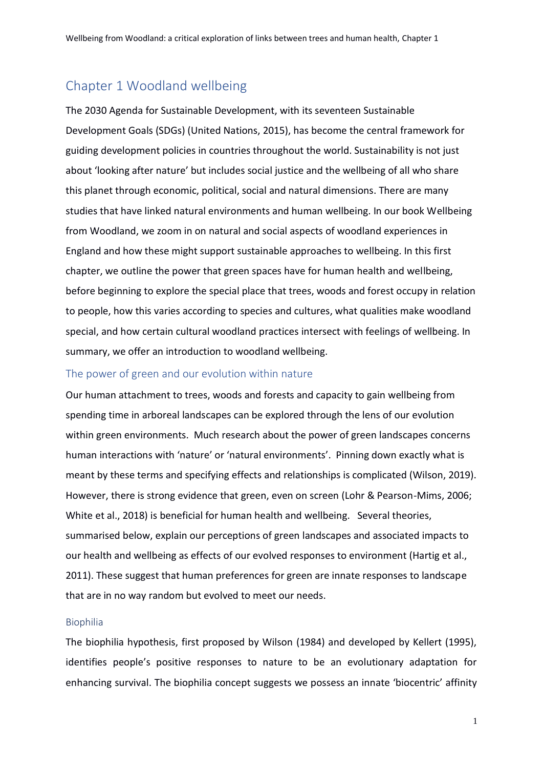# Chapter 1 Woodland wellbeing

The 2030 Agenda for Sustainable Development, with its seventeen Sustainable Development Goals (SDGs) (United Nations, 2015), has become the central framework for guiding development policies in countries throughout the world. Sustainability is not just about 'looking after nature' but includes social justice and the wellbeing of all who share this planet through economic, political, social and natural dimensions. There are many studies that have linked natural environments and human wellbeing. In our book Wellbeing from Woodland, we zoom in on natural and social aspects of woodland experiences in England and how these might support sustainable approaches to wellbeing. In this first chapter, we outline the power that green spaces have for human health and wellbeing, before beginning to explore the special place that trees, woods and forest occupy in relation to people, how this varies according to species and cultures, what qualities make woodland special, and how certain cultural woodland practices intersect with feelings of wellbeing. In summary, we offer an introduction to woodland wellbeing.

## The power of green and our evolution within nature

Our human attachment to trees, woods and forests and capacity to gain wellbeing from spending time in arboreal landscapes can be explored through the lens of our evolution within green environments. Much research about the power of green landscapes concerns human interactions with 'nature' or 'natural environments'. Pinning down exactly what is meant by these terms and specifying effects and relationships is complicated (Wilson, 2019). However, there is strong evidence that green, even on screen (Lohr & Pearson-Mims, 2006; White et al., 2018) is beneficial for human health and wellbeing. Several theories, summarised below, explain our perceptions of green landscapes and associated impacts to our health and wellbeing as effects of our evolved responses to environment (Hartig et al., 2011). These suggest that human preferences for green are innate responses to landscape that are in no way random but evolved to meet our needs.

### Biophilia

The biophilia hypothesis, first proposed by Wilson (1984) and developed by Kellert (1995), identifies people's positive responses to nature to be an evolutionary adaptation for enhancing survival. The biophilia concept suggests we possess an innate 'biocentric' affinity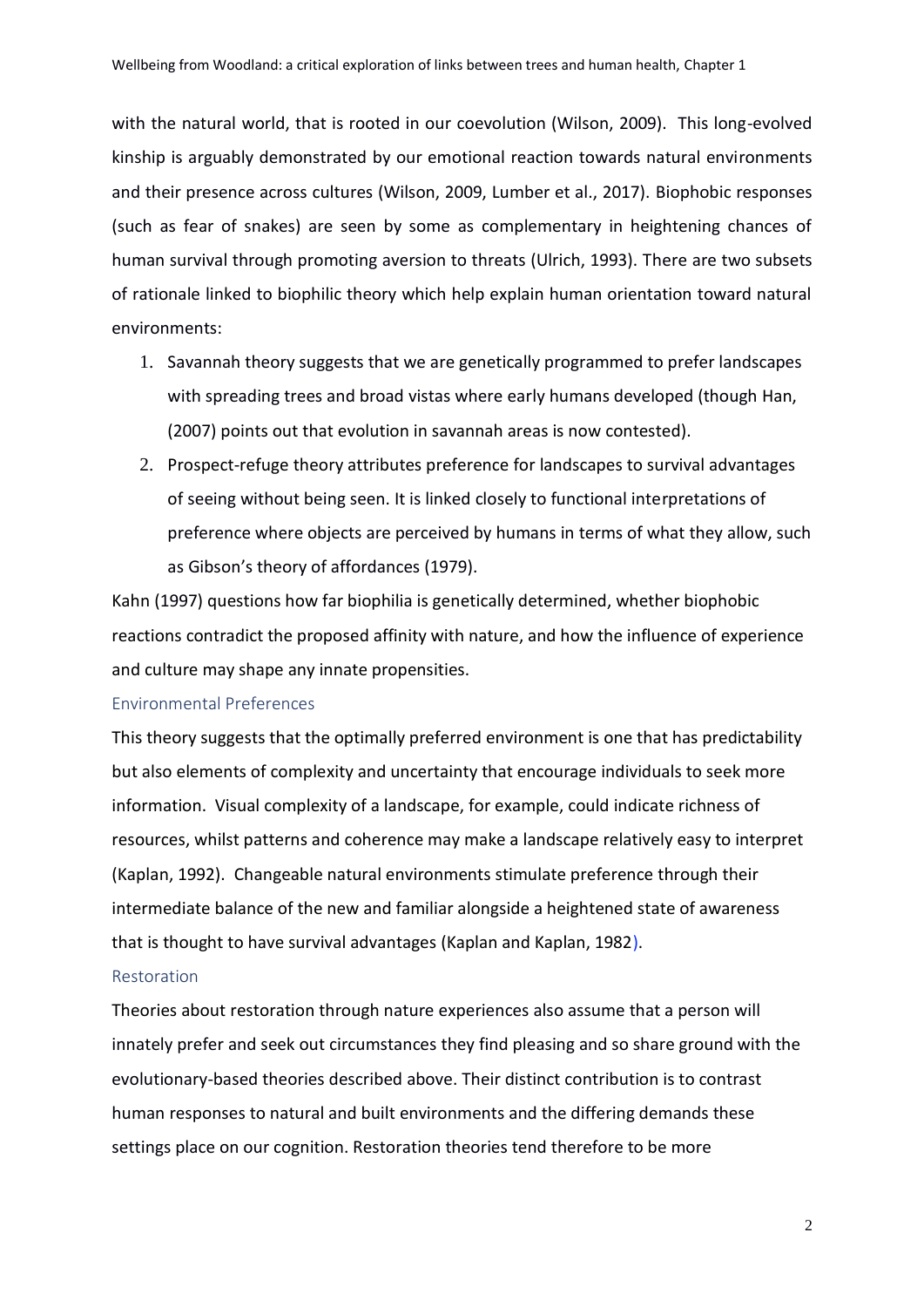with the natural world, that is rooted in our coevolution (Wilson, 2009). This long-evolved kinship is arguably demonstrated by our emotional reaction towards natural environments and their presence across cultures (Wilson, 2009, Lumber et al., 2017). Biophobic responses (such as fear of snakes) are seen by some as complementary in heightening chances of human survival through promoting aversion to threats (Ulrich, 1993). There are two subsets of rationale linked to biophilic theory which help explain human orientation toward natural environments:

1. Savannah theory suggests that we are genetically programmed to prefer landscapes with spreading trees and broad vistas where early humans developed (though Han, (2007) points out that evolution in savannah areas is now contested).
2. Prospect-refuge theory attributes preference for landscapes to survival advantages of seeing without being seen. It is linked closely to functional interpretations of preference where objects are perceived by humans in terms of what they allow, such as Gibson's theory of affordances (1979).

Kahn (1997) questions how far biophilia is genetically determined, whether biophobic reactions contradict the proposed affinity with nature, and how the influence of experience and culture may shape any innate propensities.

### Environmental Preferences

This theory suggests that the optimally preferred environment is one that has predictability but also elements of complexity and uncertainty that encourage individuals to seek more information. Visual complexity of a landscape, for example, could indicate richness of resources, whilst patterns and coherence may make a landscape relatively easy to interpret (Kaplan, 1992). Changeable natural environments stimulate preference through their intermediate balance of the new and familiar alongside a heightened state of awareness that is thought to have survival advantages (Kaplan and Kaplan, 1982).

### Restoration

Theories about restoration through nature experiences also assume that a person will innately prefer and seek out circumstances they find pleasing and so share ground with the evolutionary-based theories described above. Their distinct contribution is to contrast human responses to natural and built environments and the differing demands these settings place on our cognition. Restoration theories tend therefore to be more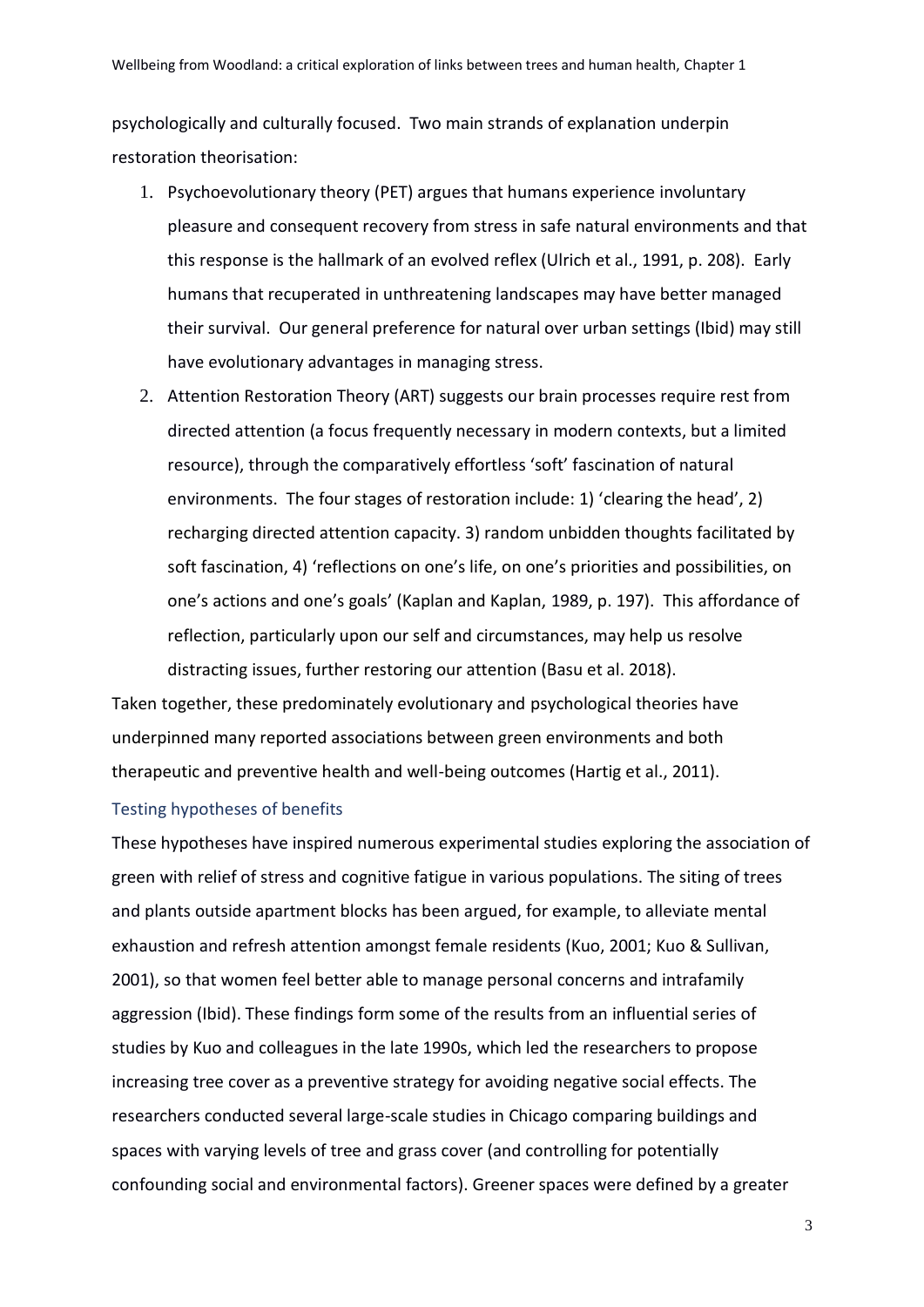psychologically and culturally focused. Two main strands of explanation underpin restoration theorisation:

1. Psychoevolutionary theory (PET) argues that humans experience involuntary pleasure and consequent recovery from stress in safe natural environments and that this response is the hallmark of an evolved reflex (Ulrich et al., 1991, p. 208). Early humans that recuperated in unthreatening landscapes may have better managed their survival. Our general preference for natural over urban settings (Ibid) may still have evolutionary advantages in managing stress.
2. Attention Restoration Theory (ART) suggests our brain processes require rest from directed attention (a focus frequently necessary in modern contexts, but a limited resource), through the comparatively effortless 'soft' fascination of natural environments. The four stages of restoration include: 1) 'clearing the head', 2) recharging directed attention capacity. 3) random unbidden thoughts facilitated by soft fascination, 4) 'reflections on one's life, on one's priorities and possibilities, on one's actions and one's goals' (Kaplan and Kaplan, 1989, p. 197). This affordance of reflection, particularly upon our self and circumstances, may help us resolve distracting issues, further restoring our attention (Basu et al. 2018).

Taken together, these predominately evolutionary and psychological theories have underpinned many reported associations between green environments and both therapeutic and preventive health and well-being outcomes (Hartig et al., 2011).

### Testing hypotheses of benefits

These hypotheses have inspired numerous experimental studies exploring the association of green with relief of stress and cognitive fatigue in various populations. The siting of trees and plants outside apartment blocks has been argued, for example, to alleviate mental exhaustion and refresh attention amongst female residents (Kuo, 2001; Kuo & Sullivan, 2001), so that women feel better able to manage personal concerns and intrafamily aggression (Ibid). These findings form some of the results from an influential series of studies by Kuo and colleagues in the late 1990s, which led the researchers to propose increasing tree cover as a preventive strategy for avoiding negative social effects. The researchers conducted several large-scale studies in Chicago comparing buildings and spaces with varying levels of tree and grass cover (and controlling for potentially confounding social and environmental factors). Greener spaces were defined by a greater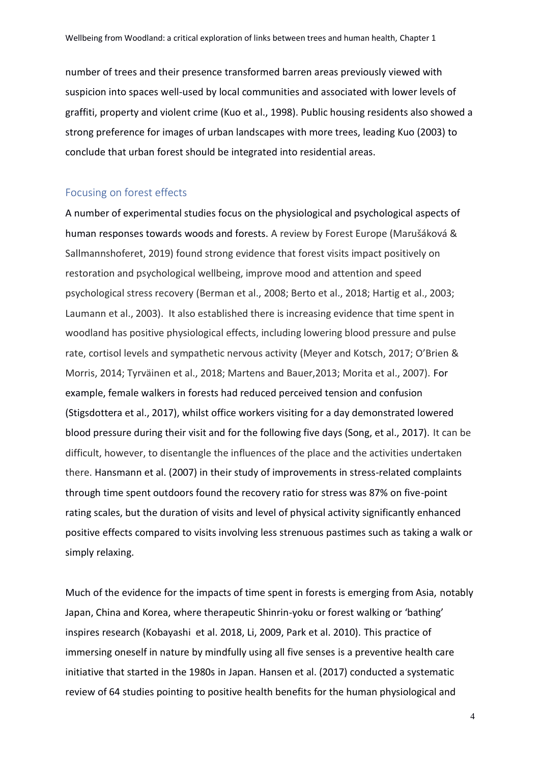number of trees and their presence transformed barren areas previously viewed with suspicion into spaces well-used by local communities and associated with lower levels of graffiti, property and violent crime (Kuo et al., 1998). Public housing residents also showed a strong preference for images of urban landscapes with more trees, leading Kuo (2003) to conclude that urban forest should be integrated into residential areas.

## Focusing on forest effects

A number of experimental studies focus on the physiological and psychological aspects of human responses towards woods and forests. A review by Forest Europe (Marušáková & Sallmannshoferet, 2019) found strong evidence that forest visits impact positively on restoration and psychological wellbeing, improve mood and attention and speed psychological stress recovery (Berman et al., 2008; Berto et al., 2018; Hartig et al., 2003; Laumann et al., 2003). It also established there is increasing evidence that time spent in woodland has positive physiological effects, including lowering blood pressure and pulse rate, cortisol levels and sympathetic nervous activity (Meyer and Kotsch, 2017; O'Brien & Morris, 2014; Tyrväinen et al., 2018; Martens and Bauer,2013; Morita et al., 2007). For example, female walkers in forests had reduced perceived tension and confusion (Stigsdottera et al., 2017), whilst office workers visiting for a day demonstrated lowered blood pressure during their visit and for the following five days (Song, et al., 2017). It can be difficult, however, to disentangle the influences of the place and the activities undertaken there. Hansmann et al. (2007) in their study of improvements in stress-related complaints through time spent outdoors found the recovery ratio for stress was 87% on five-point rating scales, but the duration of visits and level of physical activity significantly enhanced positive effects compared to visits involving less strenuous pastimes such as taking a walk or simply relaxing.

Much of the evidence for the impacts of time spent in forests is emerging from Asia, notably Japan, China and Korea, where therapeutic Shinrin-yoku or forest walking or 'bathing' inspires research (Kobayashi et al. 2018, Li, 2009, Park et al. 2010). This practice of immersing oneself in nature by mindfully using all five senses is a preventive health care initiative that started in the 1980s in Japan. Hansen et al. (2017) conducted a systematic review of 64 studies pointing to positive health benefits for the human physiological and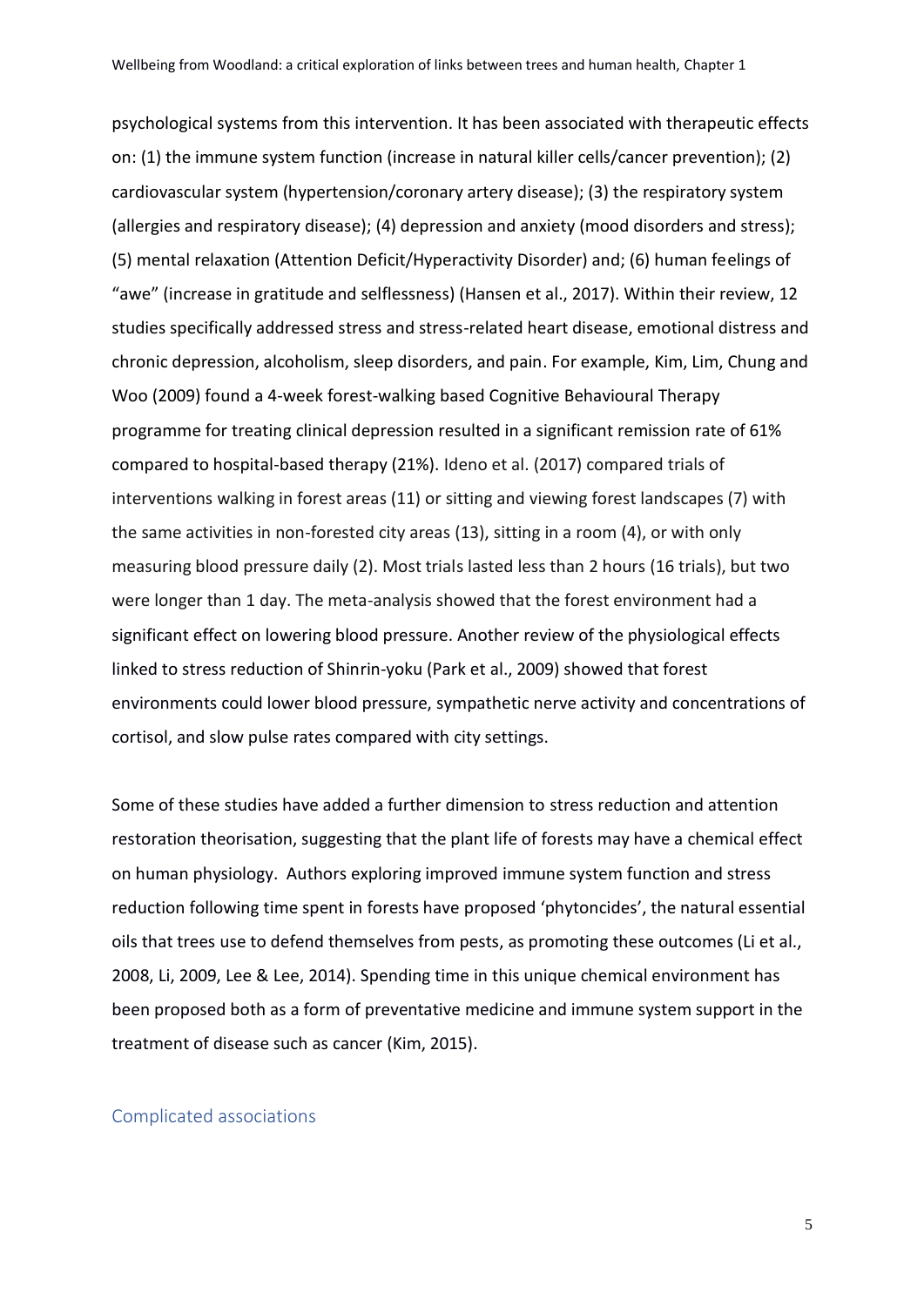psychological systems from this intervention. It has been associated with therapeutic effects on: (1) the immune system function (increase in natural killer cells/cancer prevention); (2) cardiovascular system (hypertension/coronary artery disease); (3) the respiratory system (allergies and respiratory disease); (4) depression and anxiety (mood disorders and stress); (5) mental relaxation (Attention Deficit/Hyperactivity Disorder) and; (6) human feelings of "awe" (increase in gratitude and selflessness) (Hansen et al., 2017). Within their review, 12 studies specifically addressed stress and stress-related heart disease, emotional distress and chronic depression, alcoholism, sleep disorders, and pain. For example, Kim, Lim, Chung and Woo (2009) found a 4-week forest-walking based Cognitive Behavioural Therapy programme for treating clinical depression resulted in a significant remission rate of 61% compared to hospital-based therapy (21%). Ideno et al. (2017) compared trials of interventions walking in forest areas (11) or sitting and viewing forest landscapes (7) with the same activities in non-forested city areas (13), sitting in a room (4), or with only measuring blood pressure daily (2). Most trials lasted less than 2 hours (16 trials), but two were longer than 1 day. The meta-analysis showed that the forest environment had a significant effect on lowering blood pressure. Another review of the physiological effects linked to stress reduction of Shinrin-yoku (Park et al., 2009) showed that forest environments could lower blood pressure, sympathetic nerve activity and concentrations of cortisol, and slow pulse rates compared with city settings.

Some of these studies have added a further dimension to stress reduction and attention restoration theorisation, suggesting that the plant life of forests may have a chemical effect on human physiology. Authors exploring improved immune system function and stress reduction following time spent in forests have proposed 'phytoncides', the natural essential oils that trees use to defend themselves from pests, as promoting these outcomes (Li et al., 2008, Li, 2009, Lee & Lee, 2014). Spending time in this unique chemical environment has been proposed both as a form of preventative medicine and immune system support in the treatment of disease such as cancer (Kim, 2015).

## Complicated associations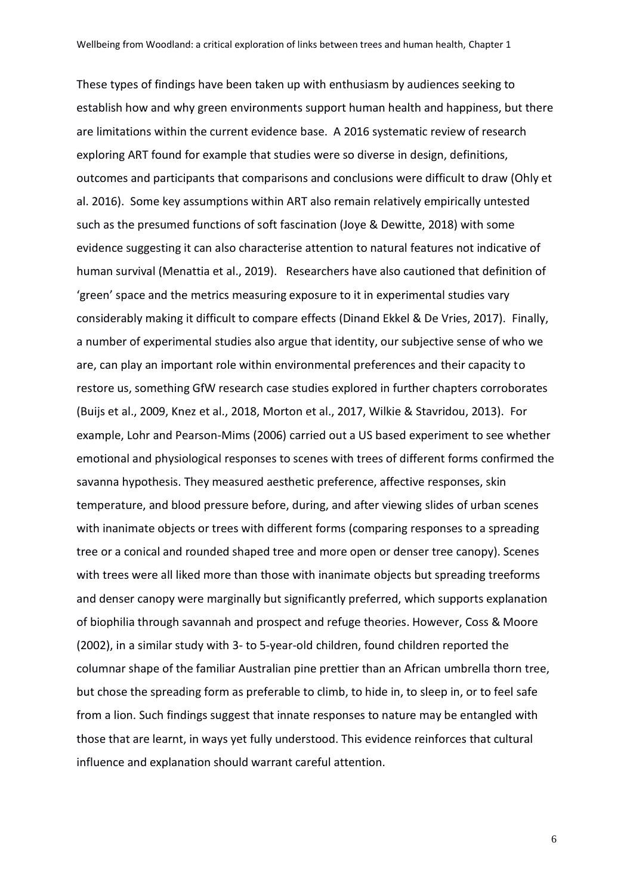These types of findings have been taken up with enthusiasm by audiences seeking to establish how and why green environments support human health and happiness, but there are limitations within the current evidence base. A 2016 systematic review of research exploring ART found for example that studies were so diverse in design, definitions, outcomes and participants that comparisons and conclusions were difficult to draw (Ohly et al. 2016). Some key assumptions within ART also remain relatively empirically untested such as the presumed functions of soft fascination (Joye & Dewitte, 2018) with some evidence suggesting it can also characterise attention to natural features not indicative of human survival (Menattia et al., 2019). Researchers have also cautioned that definition of 'green' space and the metrics measuring exposure to it in experimental studies vary considerably making it difficult to compare effects (Dinand Ekkel & De Vries, 2017). Finally, a number of experimental studies also argue that identity, our subjective sense of who we are, can play an important role within environmental preferences and their capacity to restore us, something GfW research case studies explored in further chapters corroborates (Buijs et al., 2009, Knez et al., 2018, Morton et al., 2017, Wilkie & Stavridou, 2013). For example, Lohr and Pearson-Mims (2006) carried out a US based experiment to see whether emotional and physiological responses to scenes with trees of different forms confirmed the savanna hypothesis. They measured aesthetic preference, affective responses, skin temperature, and blood pressure before, during, and after viewing slides of urban scenes with inanimate objects or trees with different forms (comparing responses to a spreading tree or a conical and rounded shaped tree and more open or denser tree canopy). Scenes with trees were all liked more than those with inanimate objects but spreading treeforms and denser canopy were marginally but significantly preferred, which supports explanation of biophilia through savannah and prospect and refuge theories. However, Coss & Moore (2002), in a similar study with 3- to 5-year-old children, found children reported the columnar shape of the familiar Australian pine prettier than an African umbrella thorn tree, but chose the spreading form as preferable to climb, to hide in, to sleep in, or to feel safe from a lion. Such findings suggest that innate responses to nature may be entangled with those that are learnt, in ways yet fully understood. This evidence reinforces that cultural influence and explanation should warrant careful attention.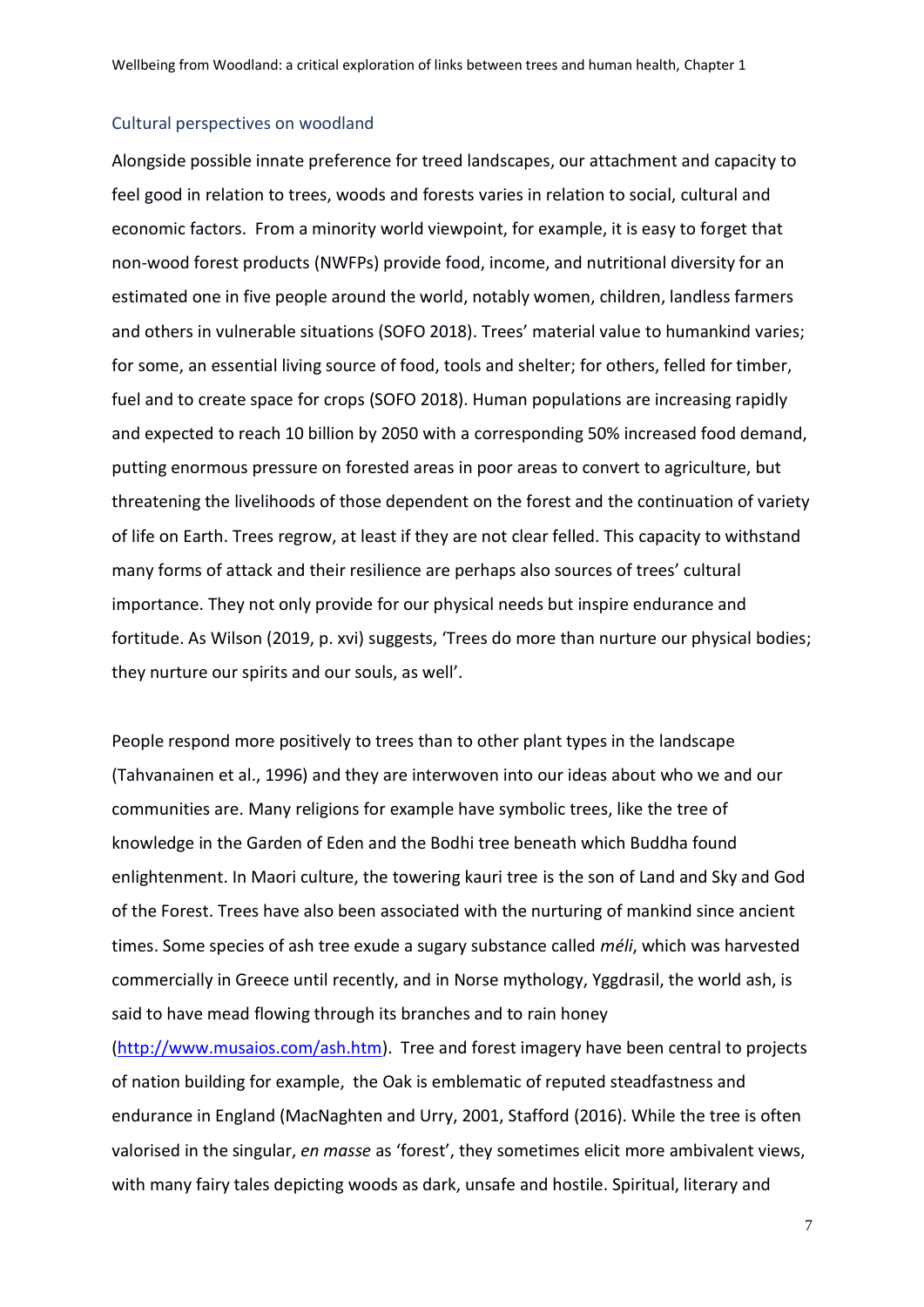## Cultural perspectives on woodland

Alongside possible innate preference for treed landscapes, our attachment and capacity to feel good in relation to trees, woods and forests varies in relation to social, cultural and economic factors. From a minority world viewpoint, for example, it is easy to forget that non-wood forest products (NWFPs) provide food, income, and nutritional diversity for an estimated one in five people around the world, notably women, children, landless farmers and others in vulnerable situations (SOFO 2018). Trees' material value to humankind varies; for some, an essential living source of food, tools and shelter; for others, felled for timber, fuel and to create space for crops (SOFO 2018). Human populations are increasing rapidly and expected to reach 10 billion by 2050 with a corresponding 50% increased food demand, putting enormous pressure on forested areas in poor areas to convert to agriculture, but threatening the livelihoods of those dependent on the forest and the continuation of variety of life on Earth. Trees regrow, at least if they are not clear felled. This capacity to withstand many forms of attack and their resilience are perhaps also sources of trees' cultural importance. They not only provide for our physical needs but inspire endurance and fortitude. As Wilson (2019, p. xvi) suggests, 'Trees do more than nurture our physical bodies; they nurture our spirits and our souls, as well'.

People respond more positively to trees than to other plant types in the landscape (Tahvanainen et al., 1996) and they are interwoven into our ideas about who we and our communities are. Many religions for example have symbolic trees, like the tree of knowledge in the Garden of Eden and the Bodhi tree beneath which Buddha found enlightenment. In Maori culture, the towering kauri tree is the son of Land and Sky and God of the Forest. Trees have also been associated with the nurturing of mankind since ancient times. Some species of ash tree exude a sugary substance called *méli*, which was harvested commercially in Greece until recently, and in Norse mythology, Yggdrasil, the world ash, is said to have mead flowing through its branches and to rain honey (http://www.musaios.com/ash.htm). Tree and forest imagery have been central to projects of nation building for example, the Oak is emblematic of reputed steadfastness and endurance in England (MacNaghten and Urry, 2001, Stafford (2016). While the tree is often valorised in the singular, *en masse* as 'forest', they sometimes elicit more ambivalent views, with many fairy tales depicting woods as dark, unsafe and hostile. Spiritual, literary and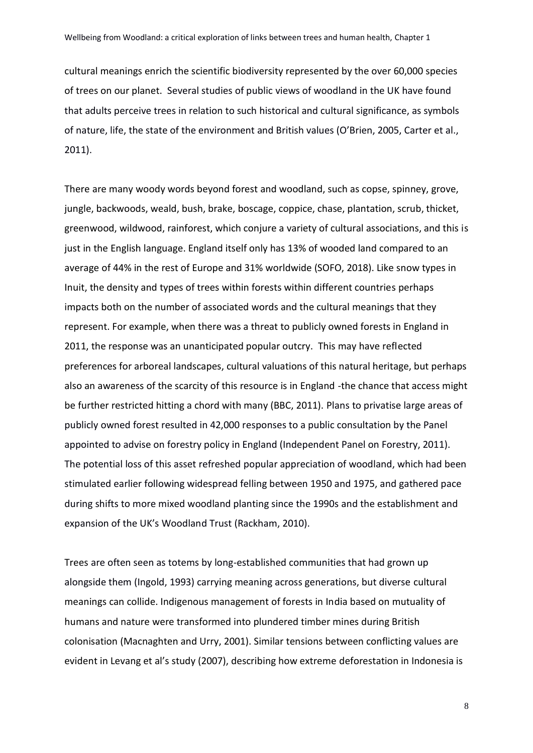cultural meanings enrich the scientific biodiversity represented by the over 60,000 species of trees on our planet. Several studies of public views of woodland in the UK have found that adults perceive trees in relation to such historical and cultural significance, as symbols of nature, life, the state of the environment and British values (O'Brien, 2005, Carter et al., 2011).

There are many woody words beyond forest and woodland, such as copse, spinney, grove, jungle, backwoods, weald, bush, brake, boscage, coppice, chase, plantation, scrub, thicket, greenwood, wildwood, rainforest, which conjure a variety of cultural associations, and this is just in the English language. England itself only has 13% of wooded land compared to an average of 44% in the rest of Europe and 31% worldwide (SOFO, 2018). Like snow types in Inuit, the density and types of trees within forests within different countries perhaps impacts both on the number of associated words and the cultural meanings that they represent. For example, when there was a threat to publicly owned forests in England in 2011, the response was an unanticipated popular outcry. This may have reflected preferences for arboreal landscapes, cultural valuations of this natural heritage, but perhaps also an awareness of the scarcity of this resource is in England -the chance that access might be further restricted hitting a chord with many (BBC, 2011). Plans to privatise large areas of publicly owned forest resulted in 42,000 responses to a public consultation by the Panel appointed to advise on forestry policy in England (Independent Panel on Forestry, 2011). The potential loss of this asset refreshed popular appreciation of woodland, which had been stimulated earlier following widespread felling between 1950 and 1975, and gathered pace during shifts to more mixed woodland planting since the 1990s and the establishment and expansion of the UK's Woodland Trust (Rackham, 2010).

Trees are often seen as totems by long-established communities that had grown up alongside them (Ingold, 1993) carrying meaning across generations, but diverse cultural meanings can collide. Indigenous management of forests in India based on mutuality of humans and nature were transformed into plundered timber mines during British colonisation (Macnaghten and Urry, 2001). Similar tensions between conflicting values are evident in Levang et al's study (2007), describing how extreme deforestation in Indonesia is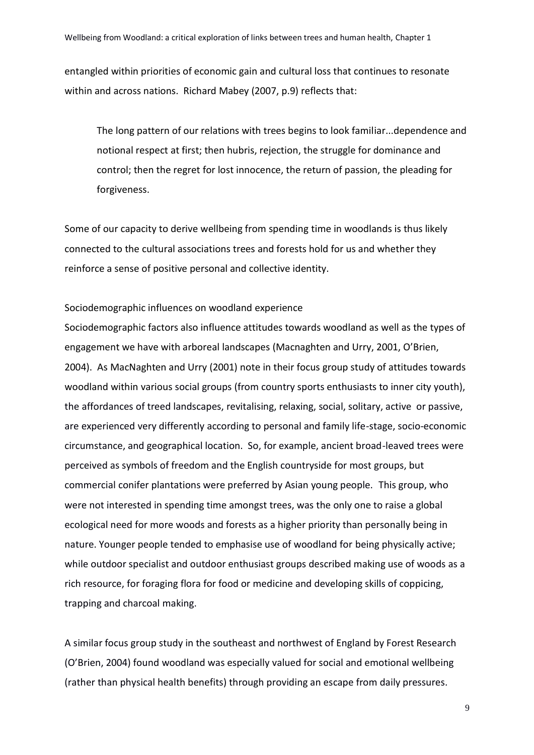entangled within priorities of economic gain and cultural loss that continues to resonate within and across nations. Richard Mabey (2007, p.9) reflects that:

> The long pattern of our relations with trees begins to look familiar...dependence and notional respect at first; then hubris, rejection, the struggle for dominance and control; then the regret for lost innocence, the return of passion, the pleading for forgiveness.

Some of our capacity to derive wellbeing from spending time in woodlands is thus likely connected to the cultural associations trees and forests hold for us and whether they reinforce a sense of positive personal and collective identity.

### Sociodemographic influences on woodland experience

Sociodemographic factors also influence attitudes towards woodland as well as the types of engagement we have with arboreal landscapes (Macnaghten and Urry, 2001, O'Brien, 2004). As MacNaghten and Urry (2001) note in their focus group study of attitudes towards woodland within various social groups (from country sports enthusiasts to inner city youth), the affordances of treed landscapes, revitalising, relaxing, social, solitary, active or passive, are experienced very differently according to personal and family life-stage, socio-economic circumstance, and geographical location. So, for example, ancient broad-leaved trees were perceived as symbols of freedom and the English countryside for most groups, but commercial conifer plantations were preferred by Asian young people. This group, who were not interested in spending time amongst trees, was the only one to raise a global ecological need for more woods and forests as a higher priority than personally being in nature. Younger people tended to emphasise use of woodland for being physically active; while outdoor specialist and outdoor enthusiast groups described making use of woods as a rich resource, for foraging flora for food or medicine and developing skills of coppicing, trapping and charcoal making.

A similar focus group study in the southeast and northwest of England by Forest Research (O'Brien, 2004) found woodland was especially valued for social and emotional wellbeing (rather than physical health benefits) through providing an escape from daily pressures.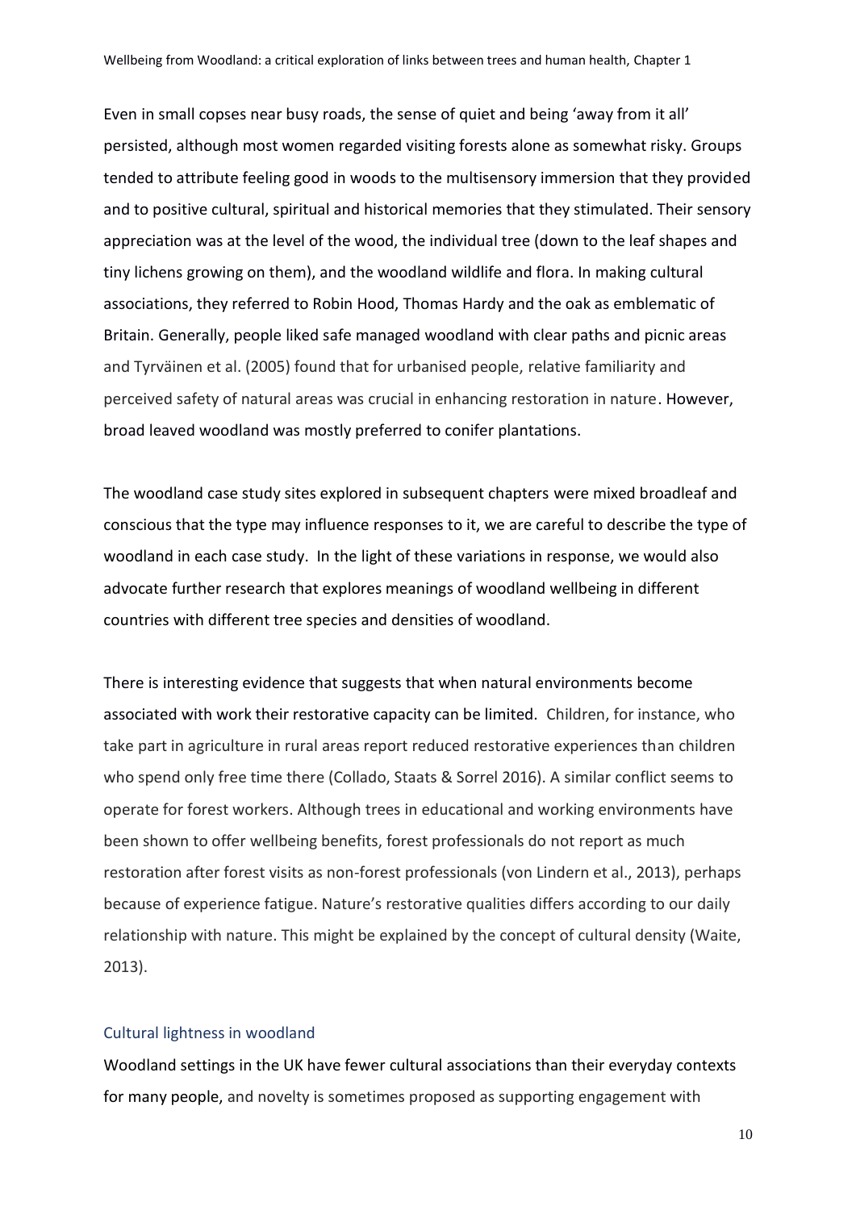Even in small copses near busy roads, the sense of quiet and being 'away from it all' persisted, although most women regarded visiting forests alone as somewhat risky. Groups tended to attribute feeling good in woods to the multisensory immersion that they provided and to positive cultural, spiritual and historical memories that they stimulated. Their sensory appreciation was at the level of the wood, the individual tree (down to the leaf shapes and tiny lichens growing on them), and the woodland wildlife and flora. In making cultural associations, they referred to Robin Hood, Thomas Hardy and the oak as emblematic of Britain. Generally, people liked safe managed woodland with clear paths and picnic areas and Tyrväinen et al. (2005) found that for urbanised people, relative familiarity and perceived safety of natural areas was crucial in enhancing restoration in nature. However, broad leaved woodland was mostly preferred to conifer plantations.

The woodland case study sites explored in subsequent chapters were mixed broadleaf and conscious that the type may influence responses to it, we are careful to describe the type of woodland in each case study. In the light of these variations in response, we would also advocate further research that explores meanings of woodland wellbeing in different countries with different tree species and densities of woodland.

There is interesting evidence that suggests that when natural environments become associated with work their restorative capacity can be limited. Children, for instance, who take part in agriculture in rural areas report reduced restorative experiences than children who spend only free time there (Collado, Staats & Sorrel 2016). A similar conflict seems to operate for forest workers. Although trees in educational and working environments have been shown to offer wellbeing benefits, forest professionals do not report as much restoration after forest visits as non-forest professionals (von Lindern et al., 2013), perhaps because of experience fatigue. Nature's restorative qualities differs according to our daily relationship with nature. This might be explained by the concept of cultural density (Waite, 2013).

## Cultural lightness in woodland

Woodland settings in the UK have fewer cultural associations than their everyday contexts for many people, and novelty is sometimes proposed as supporting engagement with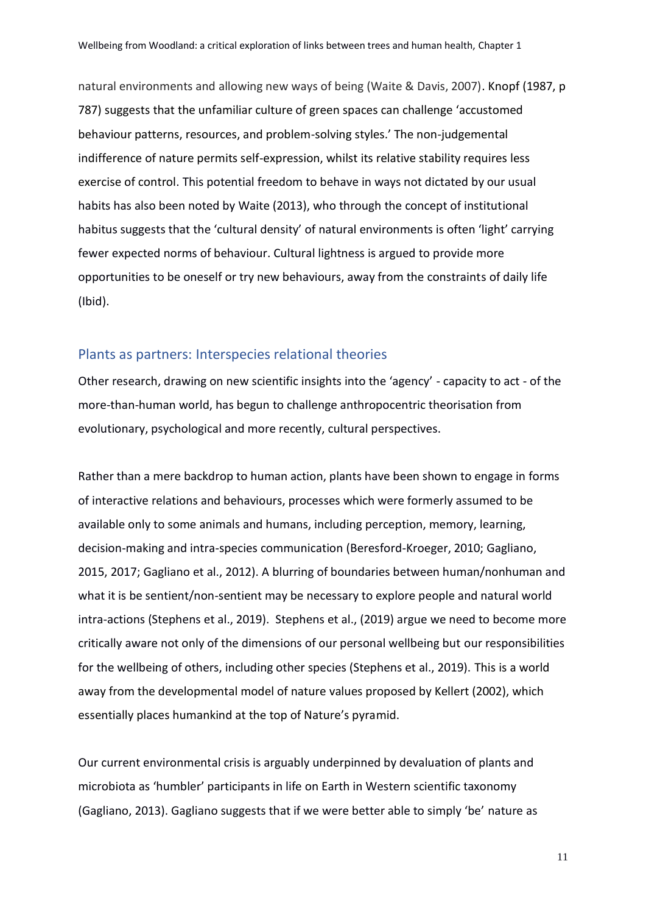natural environments and allowing new ways of being (Waite & Davis, 2007). Knopf (1987, p 787) suggests that the unfamiliar culture of green spaces can challenge 'accustomed behaviour patterns, resources, and problem-solving styles.' The non-judgemental indifference of nature permits self-expression, whilst its relative stability requires less exercise of control. This potential freedom to behave in ways not dictated by our usual habits has also been noted by Waite (2013), who through the concept of institutional habitus suggests that the 'cultural density' of natural environments is often 'light' carrying fewer expected norms of behaviour. Cultural lightness is argued to provide more opportunities to be oneself or try new behaviours, away from the constraints of daily life (Ibid).

## Plants as partners: Interspecies relational theories

Other research, drawing on new scientific insights into the 'agency' - capacity to act - of the more-than-human world, has begun to challenge anthropocentric theorisation from evolutionary, psychological and more recently, cultural perspectives.

Rather than a mere backdrop to human action, plants have been shown to engage in forms of interactive relations and behaviours, processes which were formerly assumed to be available only to some animals and humans, including perception, memory, learning, decision-making and intra-species communication (Beresford-Kroeger, 2010; Gagliano, 2015, 2017; Gagliano et al., 2012). A blurring of boundaries between human/nonhuman and what it is be sentient/non-sentient may be necessary to explore people and natural world intra-actions (Stephens et al., 2019). Stephens et al., (2019) argue we need to become more critically aware not only of the dimensions of our personal wellbeing but our responsibilities for the wellbeing of others, including other species (Stephens et al., 2019). This is a world away from the developmental model of nature values proposed by Kellert (2002), which essentially places humankind at the top of Nature's pyramid.

Our current environmental crisis is arguably underpinned by devaluation of plants and microbiota as 'humbler' participants in life on Earth in Western scientific taxonomy (Gagliano, 2013). Gagliano suggests that if we were better able to simply 'be' nature as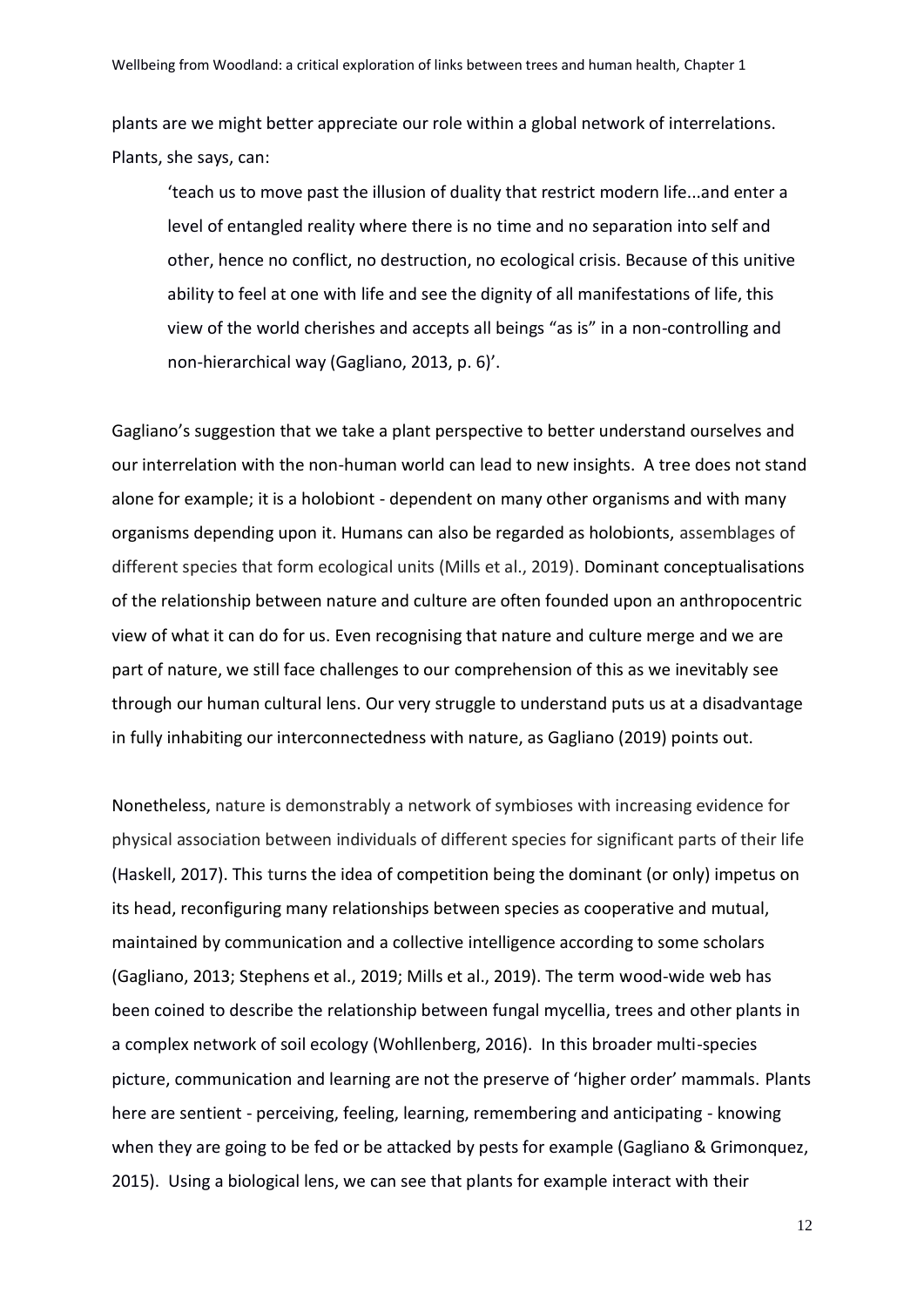plants are we might better appreciate our role within a global network of interrelations. Plants, she says, can:

> 'teach us to move past the illusion of duality that restrict modern life...and enter a level of entangled reality where there is no time and no separation into self and other, hence no conflict, no destruction, no ecological crisis. Because of this unitive ability to feel at one with life and see the dignity of all manifestations of life, this view of the world cherishes and accepts all beings "as is" in a non-controlling and non-hierarchical way (Gagliano, 2013, p. 6)'.

Gagliano's suggestion that we take a plant perspective to better understand ourselves and our interrelation with the non-human world can lead to new insights. A tree does not stand alone for example; it is a holobiont - dependent on many other organisms and with many organisms depending upon it. Humans can also be regarded as holobionts, assemblages of different species that form ecological units (Mills et al., 2019). Dominant conceptualisations of the relationship between nature and culture are often founded upon an anthropocentric view of what it can do for us. Even recognising that nature and culture merge and we are part of nature, we still face challenges to our comprehension of this as we inevitably see through our human cultural lens. Our very struggle to understand puts us at a disadvantage in fully inhabiting our interconnectedness with nature, as Gagliano (2019) points out.

Nonetheless, nature is demonstrably a network of symbioses with increasing evidence for physical association between individuals of different species for significant parts of their life (Haskell, 2017). This turns the idea of competition being the dominant (or only) impetus on its head, reconfiguring many relationships between species as cooperative and mutual, maintained by communication and a collective intelligence according to some scholars (Gagliano, 2013; Stephens et al., 2019; Mills et al., 2019). The term wood-wide web has been coined to describe the relationship between fungal mycellia, trees and other plants in a complex network of soil ecology (Wohllenberg, 2016). In this broader multi-species picture, communication and learning are not the preserve of 'higher order' mammals. Plants here are sentient - perceiving, feeling, learning, remembering and anticipating - knowing when they are going to be fed or be attacked by pests for example (Gagliano & Grimonquez, 2015). Using a biological lens, we can see that plants for example interact with their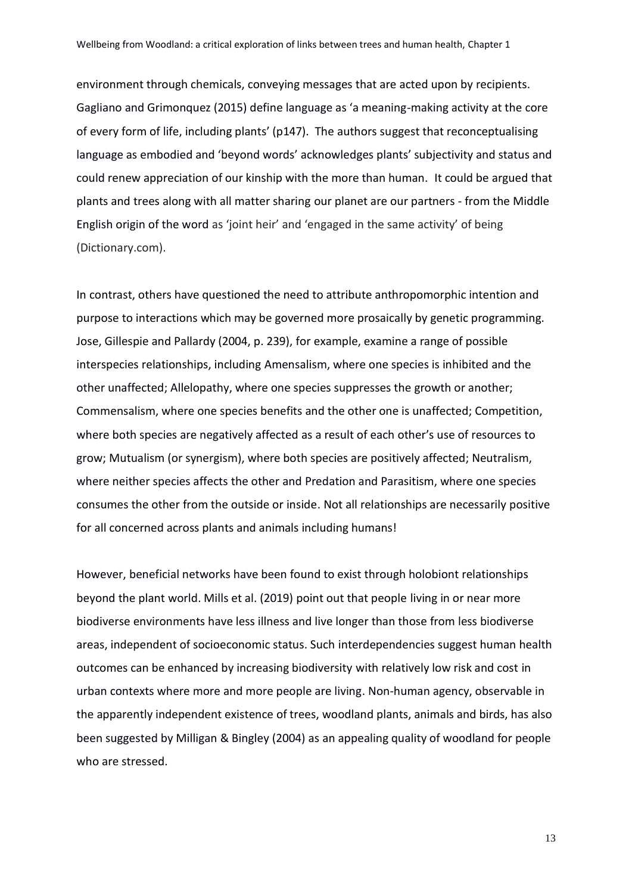environment through chemicals, conveying messages that are acted upon by recipients. Gagliano and Grimonquez (2015) define language as 'a meaning-making activity at the core of every form of life, including plants' (p147). The authors suggest that reconceptualising language as embodied and 'beyond words' acknowledges plants' subjectivity and status and could renew appreciation of our kinship with the more than human. It could be argued that plants and trees along with all matter sharing our planet are our partners - from the Middle English origin of the word as 'joint heir' and 'engaged in the same activity' of being (Dictionary.com).

In contrast, others have questioned the need to attribute anthropomorphic intention and purpose to interactions which may be governed more prosaically by genetic programming. Jose, Gillespie and Pallardy (2004, p. 239), for example, examine a range of possible interspecies relationships, including Amensalism, where one species is inhibited and the other unaffected; Allelopathy, where one species suppresses the growth or another; Commensalism, where one species benefits and the other one is unaffected; Competition, where both species are negatively affected as a result of each other's use of resources to grow; Mutualism (or synergism), where both species are positively affected; Neutralism, where neither species affects the other and Predation and Parasitism, where one species consumes the other from the outside or inside. Not all relationships are necessarily positive for all concerned across plants and animals including humans!

However, beneficial networks have been found to exist through holobiont relationships beyond the plant world. Mills et al. (2019) point out that people living in or near more biodiverse environments have less illness and live longer than those from less biodiverse areas, independent of socioeconomic status. Such interdependencies suggest human health outcomes can be enhanced by increasing biodiversity with relatively low risk and cost in urban contexts where more and more people are living. Non-human agency, observable in the apparently independent existence of trees, woodland plants, animals and birds, has also been suggested by Milligan & Bingley (2004) as an appealing quality of woodland for people who are stressed.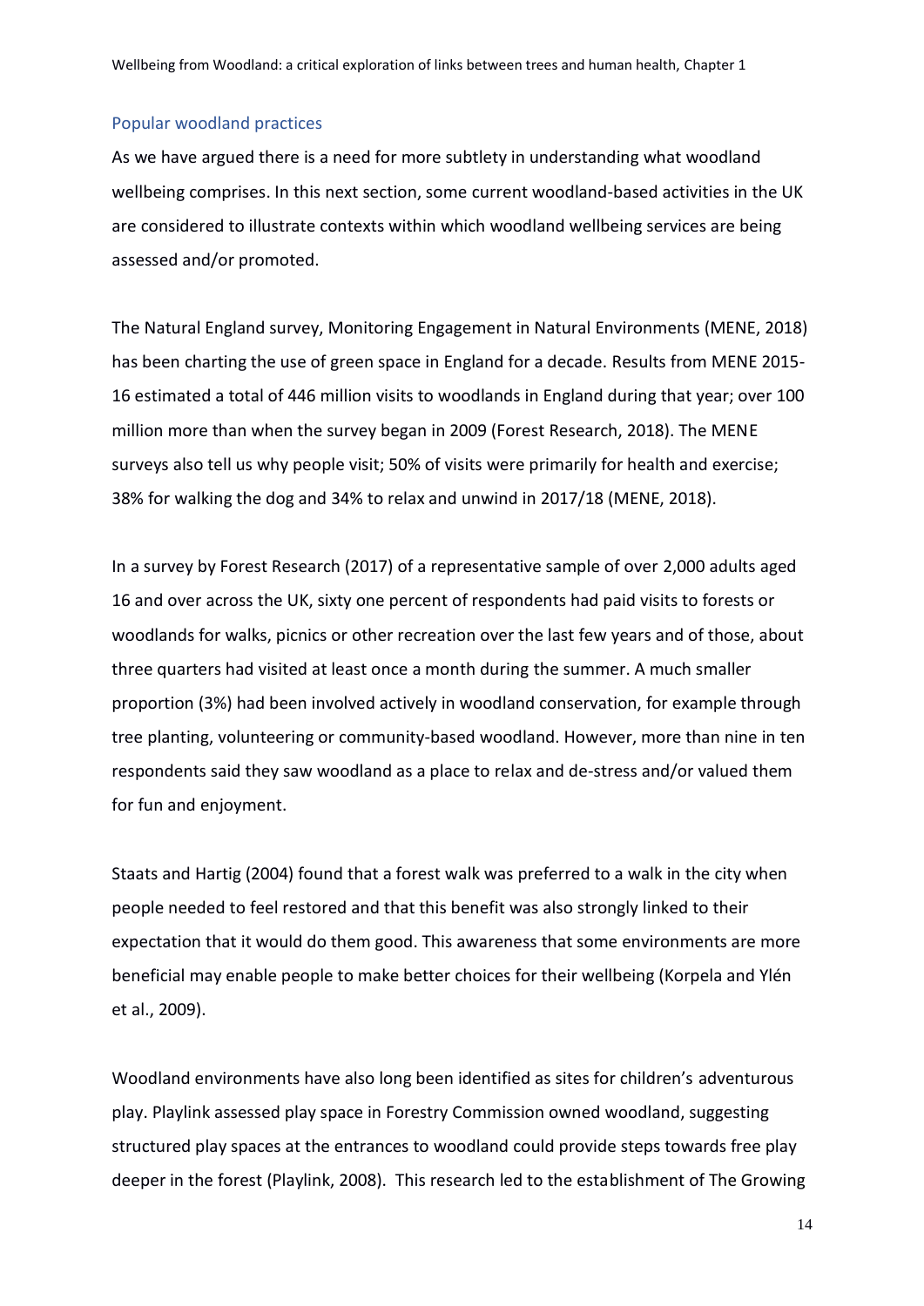## Popular woodland practices

As we have argued there is a need for more subtlety in understanding what woodland wellbeing comprises. In this next section, some current woodland-based activities in the UK are considered to illustrate contexts within which woodland wellbeing services are being assessed and/or promoted.

The Natural England survey, Monitoring Engagement in Natural Environments (MENE, 2018) has been charting the use of green space in England for a decade. Results from MENE 2015-16 estimated a total of 446 million visits to woodlands in England during that year; over 100 million more than when the survey began in 2009 (Forest Research, 2018). The MENE surveys also tell us why people visit; 50% of visits were primarily for health and exercise; 38% for walking the dog and 34% to relax and unwind in 2017/18 (MENE, 2018).

In a survey by Forest Research (2017) of a representative sample of over 2,000 adults aged 16 and over across the UK, sixty one percent of respondents had paid visits to forests or woodlands for walks, picnics or other recreation over the last few years and of those, about three quarters had visited at least once a month during the summer. A much smaller proportion (3%) had been involved actively in woodland conservation, for example through tree planting, volunteering or community-based woodland. However, more than nine in ten respondents said they saw woodland as a place to relax and de-stress and/or valued them for fun and enjoyment.

Staats and Hartig (2004) found that a forest walk was preferred to a walk in the city when people needed to feel restored and that this benefit was also strongly linked to their expectation that it would do them good. This awareness that some environments are more beneficial may enable people to make better choices for their wellbeing (Korpela and Ylén et al., 2009).

Woodland environments have also long been identified as sites for children's adventurous play. Playlink assessed play space in Forestry Commission owned woodland, suggesting structured play spaces at the entrances to woodland could provide steps towards free play deeper in the forest (Playlink, 2008). This research led to the establishment of The Growing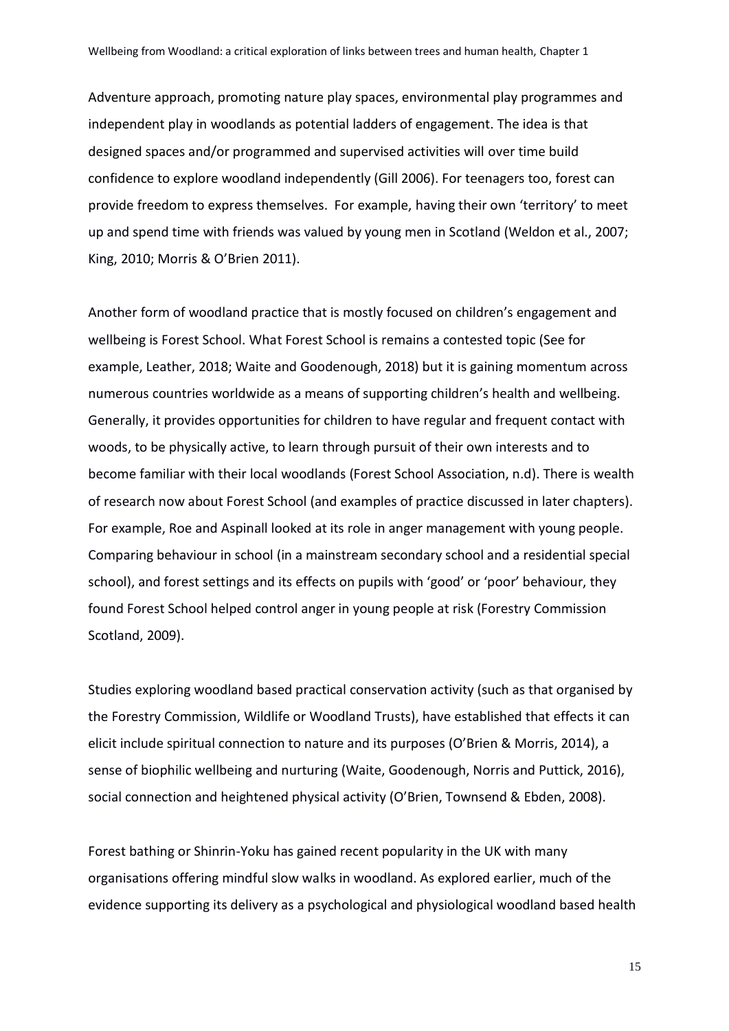Adventure approach, promoting nature play spaces, environmental play programmes and independent play in woodlands as potential ladders of engagement. The idea is that designed spaces and/or programmed and supervised activities will over time build confidence to explore woodland independently (Gill 2006). For teenagers too, forest can provide freedom to express themselves. For example, having their own 'territory' to meet up and spend time with friends was valued by young men in Scotland (Weldon et al., 2007; King, 2010; Morris & O'Brien 2011).

Another form of woodland practice that is mostly focused on children's engagement and wellbeing is Forest School. What Forest School is remains a contested topic (See for example, Leather, 2018; Waite and Goodenough, 2018) but it is gaining momentum across numerous countries worldwide as a means of supporting children's health and wellbeing. Generally, it provides opportunities for children to have regular and frequent contact with woods, to be physically active, to learn through pursuit of their own interests and to become familiar with their local woodlands (Forest School Association, n.d). There is wealth of research now about Forest School (and examples of practice discussed in later chapters). For example, Roe and Aspinall looked at its role in anger management with young people. Comparing behaviour in school (in a mainstream secondary school and a residential special school), and forest settings and its effects on pupils with 'good' or 'poor' behaviour, they found Forest School helped control anger in young people at risk (Forestry Commission Scotland, 2009).

Studies exploring woodland based practical conservation activity (such as that organised by the Forestry Commission, Wildlife or Woodland Trusts), have established that effects it can elicit include spiritual connection to nature and its purposes (O'Brien & Morris, 2014), a sense of biophilic wellbeing and nurturing (Waite, Goodenough, Norris and Puttick, 2016), social connection and heightened physical activity (O'Brien, Townsend & Ebden, 2008).

Forest bathing or Shinrin-Yoku has gained recent popularity in the UK with many organisations offering mindful slow walks in woodland. As explored earlier, much of the evidence supporting its delivery as a psychological and physiological woodland based health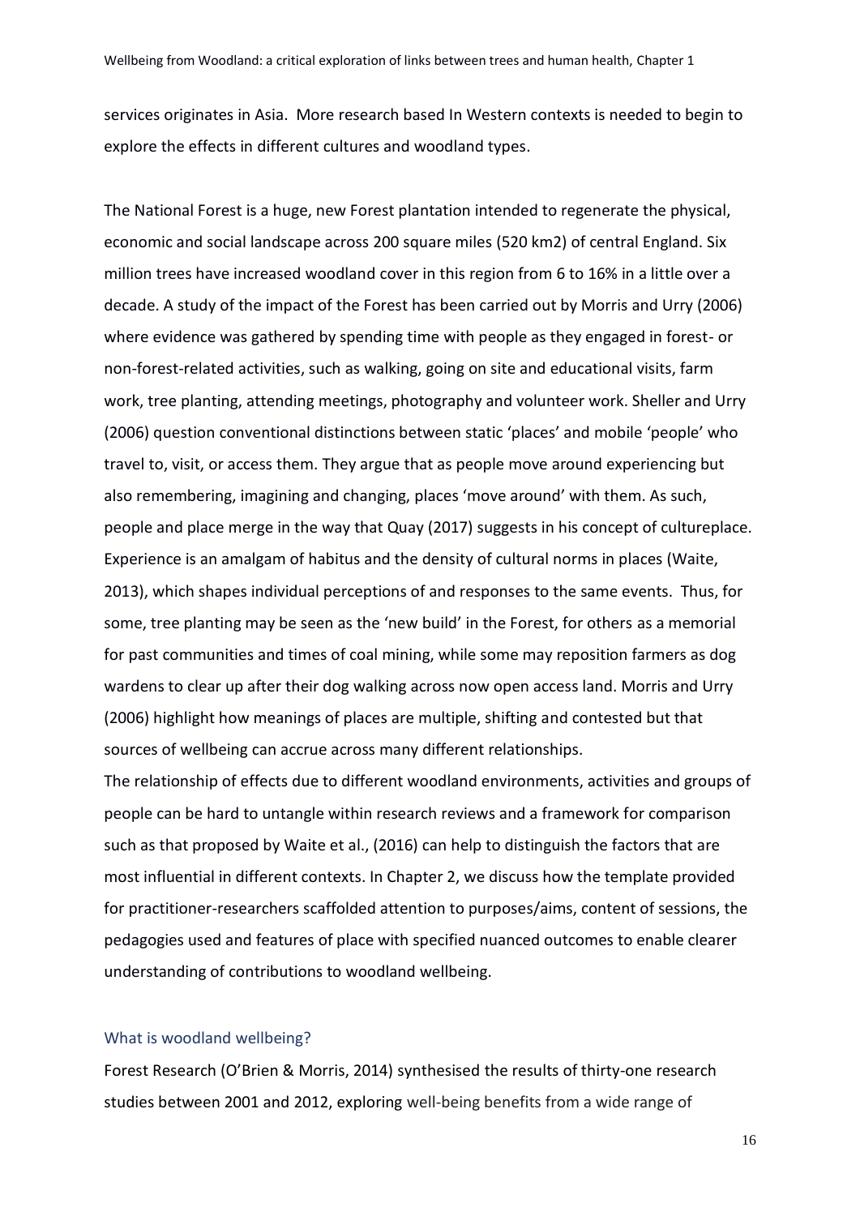services originates in Asia. More research based In Western contexts is needed to begin to explore the effects in different cultures and woodland types.

The National Forest is a huge, new Forest plantation intended to regenerate the physical, economic and social landscape across 200 square miles (520 km2) of central England. Six million trees have increased woodland cover in this region from 6 to 16% in a little over a decade. A study of the impact of the Forest has been carried out by Morris and Urry (2006) where evidence was gathered by spending time with people as they engaged in forest- or non-forest-related activities, such as walking, going on site and educational visits, farm work, tree planting, attending meetings, photography and volunteer work. Sheller and Urry (2006) question conventional distinctions between static 'places' and mobile 'people' who travel to, visit, or access them. They argue that as people move around experiencing but also remembering, imagining and changing, places 'move around' with them. As such, people and place merge in the way that Quay (2017) suggests in his concept of cultureplace. Experience is an amalgam of habitus and the density of cultural norms in places (Waite, 2013), which shapes individual perceptions of and responses to the same events. Thus, for some, tree planting may be seen as the 'new build' in the Forest, for others as a memorial for past communities and times of coal mining, while some may reposition farmers as dog wardens to clear up after their dog walking across now open access land. Morris and Urry (2006) highlight how meanings of places are multiple, shifting and contested but that sources of wellbeing can accrue across many different relationships.

The relationship of effects due to different woodland environments, activities and groups of people can be hard to untangle within research reviews and a framework for comparison such as that proposed by Waite et al., (2016) can help to distinguish the factors that are most influential in different contexts. In Chapter 2, we discuss how the template provided for practitioner-researchers scaffolded attention to purposes/aims, content of sessions, the pedagogies used and features of place with specified nuanced outcomes to enable clearer understanding of contributions to woodland wellbeing.

## What is woodland wellbeing?

Forest Research (O'Brien & Morris, 2014) synthesised the results of thirty-one research studies between 2001 and 2012, exploring well-being benefits from a wide range of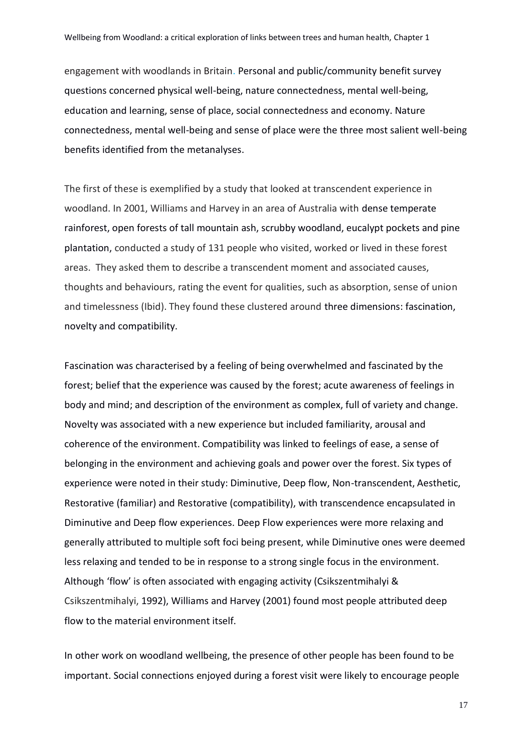engagement with woodlands in Britain. Personal and public/community benefit survey questions concerned physical well-being, nature connectedness, mental well-being, education and learning, sense of place, social connectedness and economy. Nature connectedness, mental well-being and sense of place were the three most salient well-being benefits identified from the metanalyses.

The first of these is exemplified by a study that looked at transcendent experience in woodland. In 2001, Williams and Harvey in an area of Australia with dense temperate rainforest, open forests of tall mountain ash, scrubby woodland, eucalypt pockets and pine plantation, conducted a study of 131 people who visited, worked or lived in these forest areas. They asked them to describe a transcendent moment and associated causes, thoughts and behaviours, rating the event for qualities, such as absorption, sense of union and timelessness (Ibid). They found these clustered around three dimensions: fascination, novelty and compatibility.

Fascination was characterised by a feeling of being overwhelmed and fascinated by the forest; belief that the experience was caused by the forest; acute awareness of feelings in body and mind; and description of the environment as complex, full of variety and change. Novelty was associated with a new experience but included familiarity, arousal and coherence of the environment. Compatibility was linked to feelings of ease, a sense of belonging in the environment and achieving goals and power over the forest. Six types of experience were noted in their study: Diminutive, Deep flow, Non-transcendent, Aesthetic, Restorative (familiar) and Restorative (compatibility), with transcendence encapsulated in Diminutive and Deep flow experiences. Deep Flow experiences were more relaxing and generally attributed to multiple soft foci being present, while Diminutive ones were deemed less relaxing and tended to be in response to a strong single focus in the environment. Although 'flow' is often associated with engaging activity (Csikszentmihalyi & Csikszentmihalyi, 1992), Williams and Harvey (2001) found most people attributed deep flow to the material environment itself.

In other work on woodland wellbeing, the presence of other people has been found to be important. Social connections enjoyed during a forest visit were likely to encourage people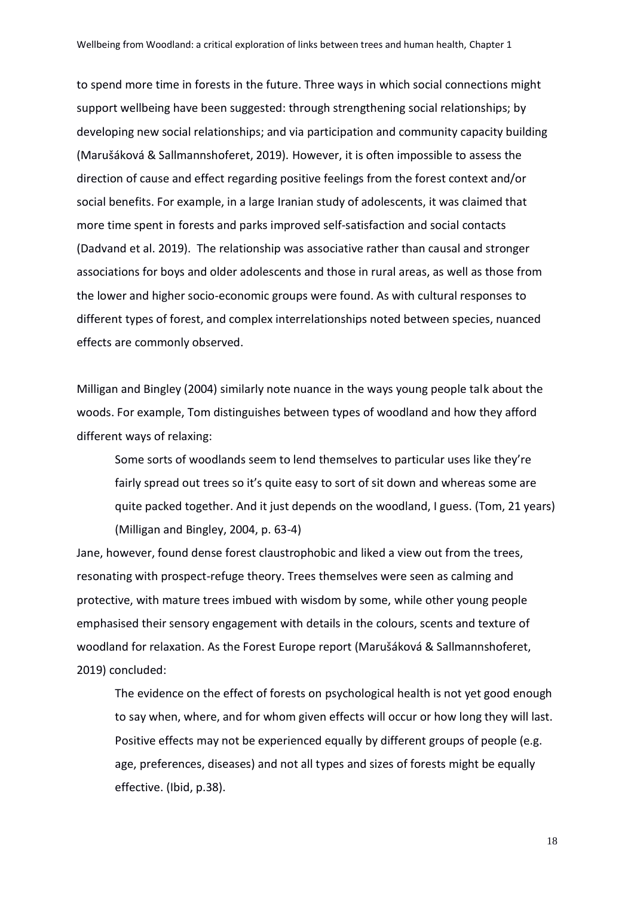to spend more time in forests in the future. Three ways in which social connections might support wellbeing have been suggested: through strengthening social relationships; by developing new social relationships; and via participation and community capacity building (Marušáková & Sallmannshoferet, 2019). However, it is often impossible to assess the direction of cause and effect regarding positive feelings from the forest context and/or social benefits. For example, in a large Iranian study of adolescents, it was claimed that more time spent in forests and parks improved self-satisfaction and social contacts (Dadvand et al. 2019). The relationship was associative rather than causal and stronger associations for boys and older adolescents and those in rural areas, as well as those from the lower and higher socio-economic groups were found. As with cultural responses to different types of forest, and complex interrelationships noted between species, nuanced effects are commonly observed.

Milligan and Bingley (2004) similarly note nuance in the ways young people talk about the woods. For example, Tom distinguishes between types of woodland and how they afford different ways of relaxing:

> Some sorts of woodlands seem to lend themselves to particular uses like they're fairly spread out trees so it's quite easy to sort of sit down and whereas some are quite packed together. And it just depends on the woodland, I guess. (Tom, 21 years) (Milligan and Bingley, 2004, p. 63-4)

Jane, however, found dense forest claustrophobic and liked a view out from the trees, resonating with prospect-refuge theory. Trees themselves were seen as calming and protective, with mature trees imbued with wisdom by some, while other young people emphasised their sensory engagement with details in the colours, scents and texture of woodland for relaxation. As the Forest Europe report (Marušáková & Sallmannshoferet, 2019) concluded:

> The evidence on the effect of forests on psychological health is not yet good enough to say when, where, and for whom given effects will occur or how long they will last. Positive effects may not be experienced equally by different groups of people (e.g. age, preferences, diseases) and not all types and sizes of forests might be equally effective. (Ibid, p.38).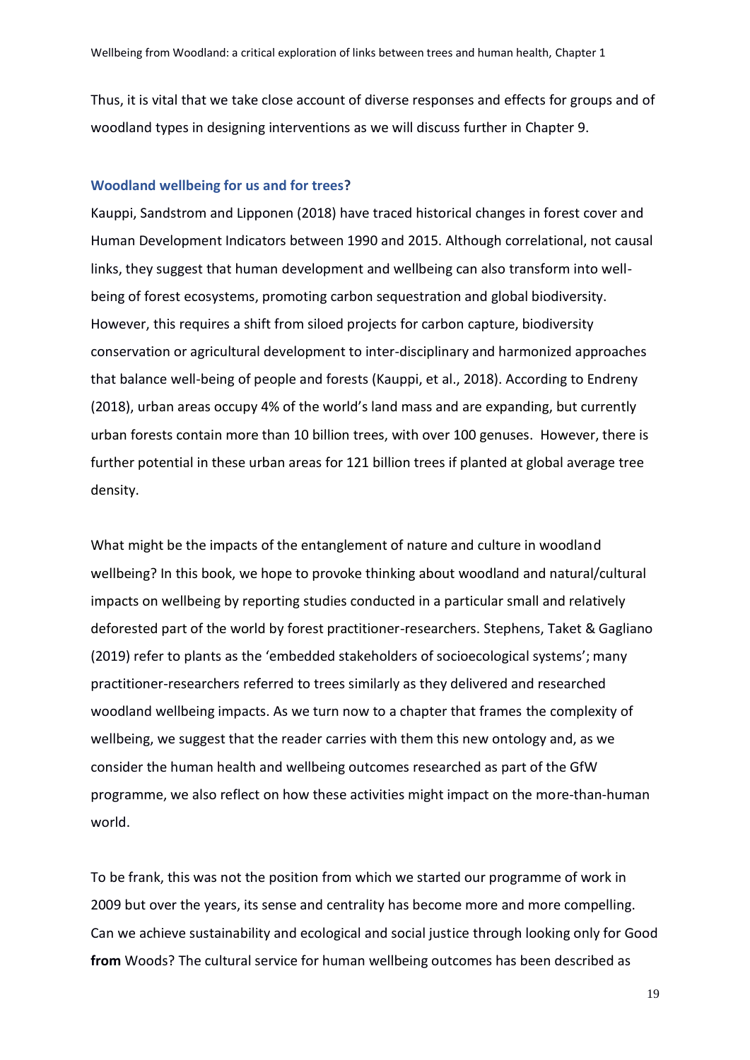Thus, it is vital that we take close account of diverse responses and effects for groups and of woodland types in designing interventions as we will discuss further in Chapter 9.

### Woodland wellbeing for us and for trees?

Kauppi, Sandstrom and Lipponen (2018) have traced historical changes in forest cover and Human Development Indicators between 1990 and 2015. Although correlational, not causal links, they suggest that human development and wellbeing can also transform into well-being of forest ecosystems, promoting carbon sequestration and global biodiversity. However, this requires a shift from siloed projects for carbon capture, biodiversity conservation or agricultural development to inter-disciplinary and harmonized approaches that balance well-being of people and forests (Kauppi, et al., 2018). According to Endreny (2018), urban areas occupy 4% of the world's land mass and are expanding, but currently urban forests contain more than 10 billion trees, with over 100 genuses. However, there is further potential in these urban areas for 121 billion trees if planted at global average tree density.

What might be the impacts of the entanglement of nature and culture in woodland wellbeing? In this book, we hope to provoke thinking about woodland and natural/cultural impacts on wellbeing by reporting studies conducted in a particular small and relatively deforested part of the world by forest practitioner-researchers. Stephens, Taket & Gagliano (2019) refer to plants as the 'embedded stakeholders of socioecological systems'; many practitioner-researchers referred to trees similarly as they delivered and researched woodland wellbeing impacts. As we turn now to a chapter that frames the complexity of wellbeing, we suggest that the reader carries with them this new ontology and, as we consider the human health and wellbeing outcomes researched as part of the GfW programme, we also reflect on how these activities might impact on the more-than-human world.

To be frank, this was not the position from which we started our programme of work in 2009 but over the years, its sense and centrality has become more and more compelling. Can we achieve sustainability and ecological and social justice through looking only for Good **from** Woods? The cultural service for human wellbeing outcomes has been described as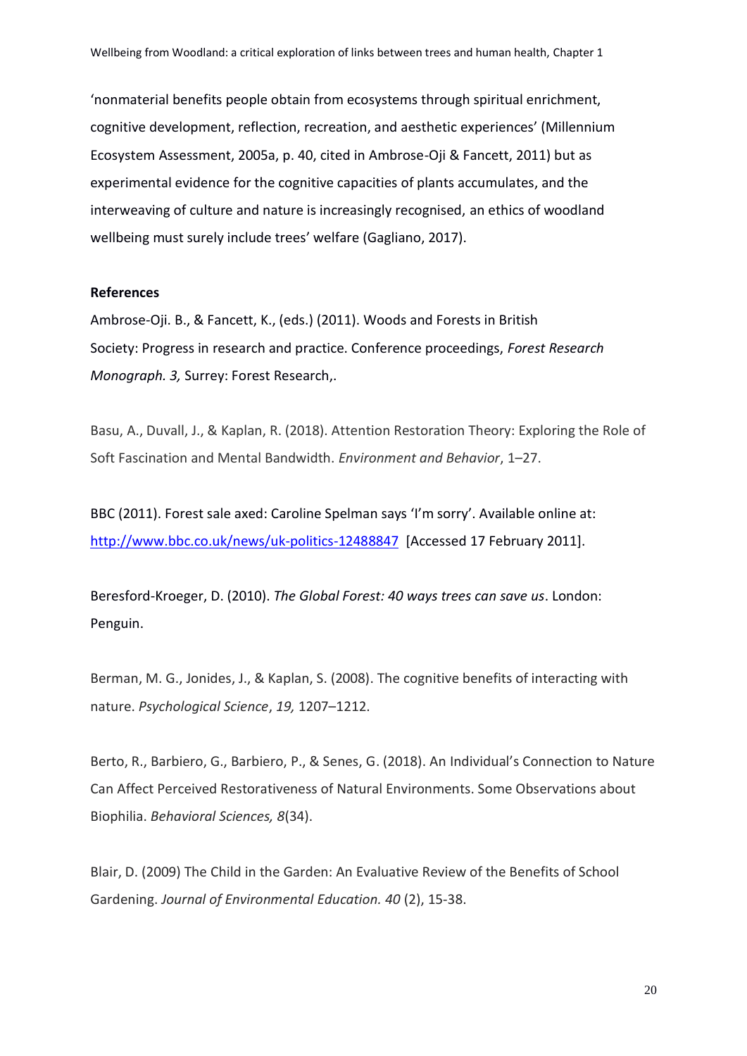'nonmaterial benefits people obtain from ecosystems through spiritual enrichment, cognitive development, reflection, recreation, and aesthetic experiences' (Millennium Ecosystem Assessment, 2005a, p. 40, cited in Ambrose-Oji & Fancett, 2011) but as experimental evidence for the cognitive capacities of plants accumulates, and the interweaving of culture and nature is increasingly recognised, an ethics of woodland wellbeing must surely include trees' welfare (Gagliano, 2017).

**References**

Ambrose-Oji. B., & Fancett, K., (eds.) (2011). Woods and Forests in British Society: Progress in research and practice. Conference proceedings, *Forest Research Monograph. 3,* Surrey: Forest Research,.

Basu, A., Duvall, J., & Kaplan, R. (2018). Attention Restoration Theory: Exploring the Role of Soft Fascination and Mental Bandwidth. *Environment and Behavior*, 1–27.

BBC (2011). Forest sale axed: Caroline Spelman says 'I'm sorry'. Available online at: http://www.bbc.co.uk/news/uk-politics-12488847 [Accessed 17 February 2011].

Beresford-Kroeger, D. (2010). *The Global Forest: 40 ways trees can save us*. London: Penguin.

Berman, M. G., Jonides, J., & Kaplan, S. (2008). The cognitive benefits of interacting with nature. *Psychological Science*, *19,* 1207–1212.

Berto, R., Barbiero, G., Barbiero, P., & Senes, G. (2018). An Individual's Connection to Nature Can Affect Perceived Restorativeness of Natural Environments. Some Observations about Biophilia. *Behavioral Sciences, 8*(34).

Blair, D. (2009) The Child in the Garden: An Evaluative Review of the Benefits of School Gardening. *Journal of Environmental Education. 40* (2), 15-38.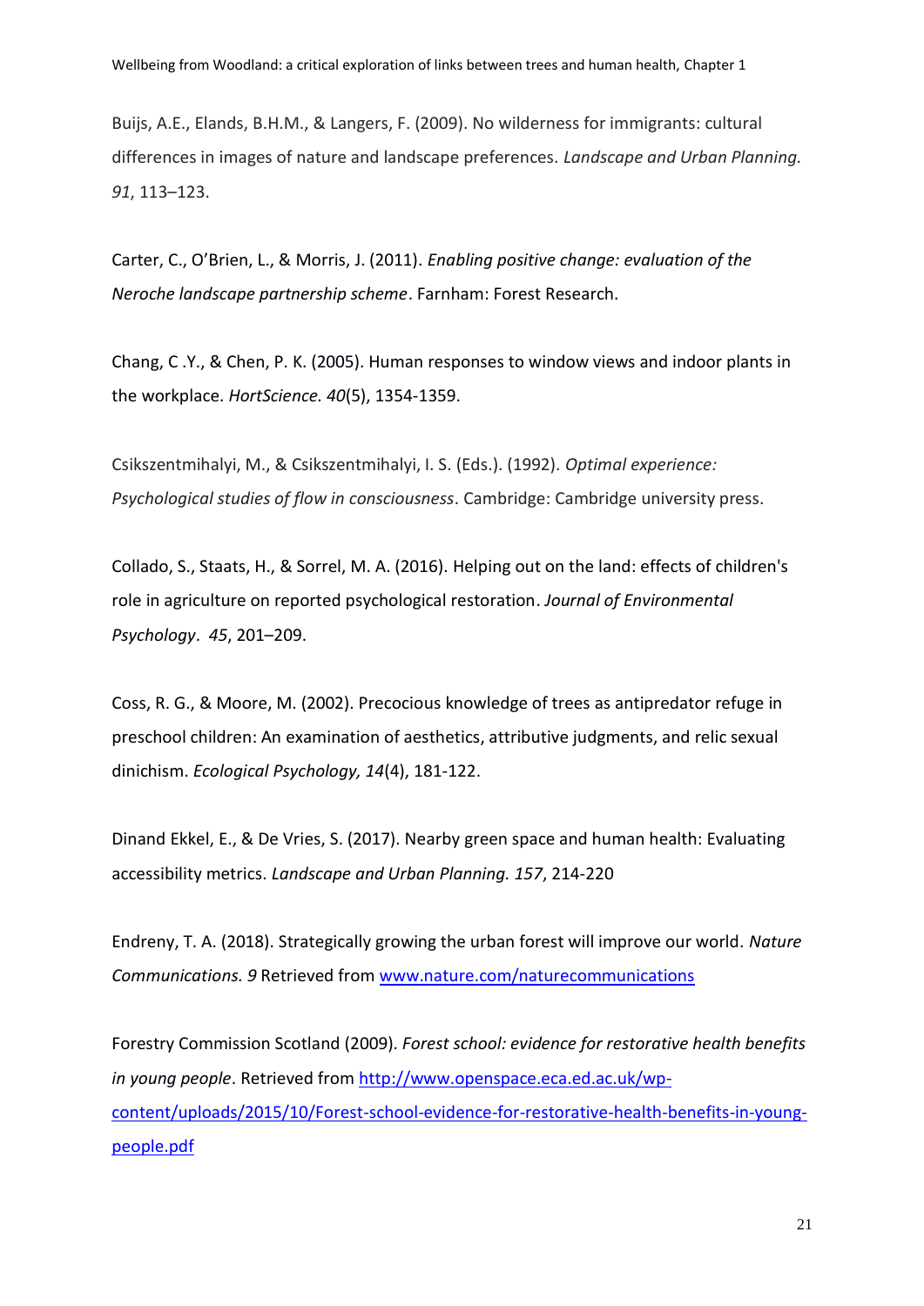Buijs, A.E., Elands, B.H.M., & Langers, F. (2009). No wilderness for immigrants: cultural differences in images of nature and landscape preferences. *Landscape and Urban Planning. 91*, 113–123.

Carter, C., O'Brien, L., & Morris, J. (2011). *Enabling positive change: evaluation of the Neroche landscape partnership scheme*. Farnham: Forest Research.

Chang, C .Y., & Chen, P. K. (2005). Human responses to window views and indoor plants in the workplace. *HortScience. 40*(5), 1354-1359.

Csikszentmihalyi, M., & Csikszentmihalyi, I. S. (Eds.). (1992). *Optimal experience: Psychological studies of flow in consciousness*. Cambridge: Cambridge university press.

Collado, S., Staats, H., & Sorrel, M. A. (2016). Helping out on the land: effects of children's role in agriculture on reported psychological restoration. *Journal of Environmental Psychology*. *45*, 201–209.

Coss, R. G., & Moore, M. (2002). Precocious knowledge of trees as antipredator refuge in preschool children: An examination of aesthetics, attributive judgments, and relic sexual dinichism. *Ecological Psychology, 14*(4), 181-122.

Dinand Ekkel, E., & De Vries, S. (2017). Nearby green space and human health: Evaluating accessibility metrics. *Landscape and Urban Planning. 157*, 214-220

Endreny, T. A. (2018). Strategically growing the urban forest will improve our world. *Nature Communications. 9* Retrieved from [www.nature.com/naturecommunications](www.nature.com/naturecommunications)

Forestry Commission Scotland (2009). *Forest school: evidence for restorative health benefits in young people*. Retrieved from [http://www.openspace.eca.ed.ac.uk/wp-content/uploads/2015/10/Forest-school-evidence-for-restorative-health-benefits-in-young-people.pdf](http://www.openspace.eca.ed.ac.uk/wp-content/uploads/2015/10/Forest-school-evidence-for-restorative-health-benefits-in-young-people.pdf)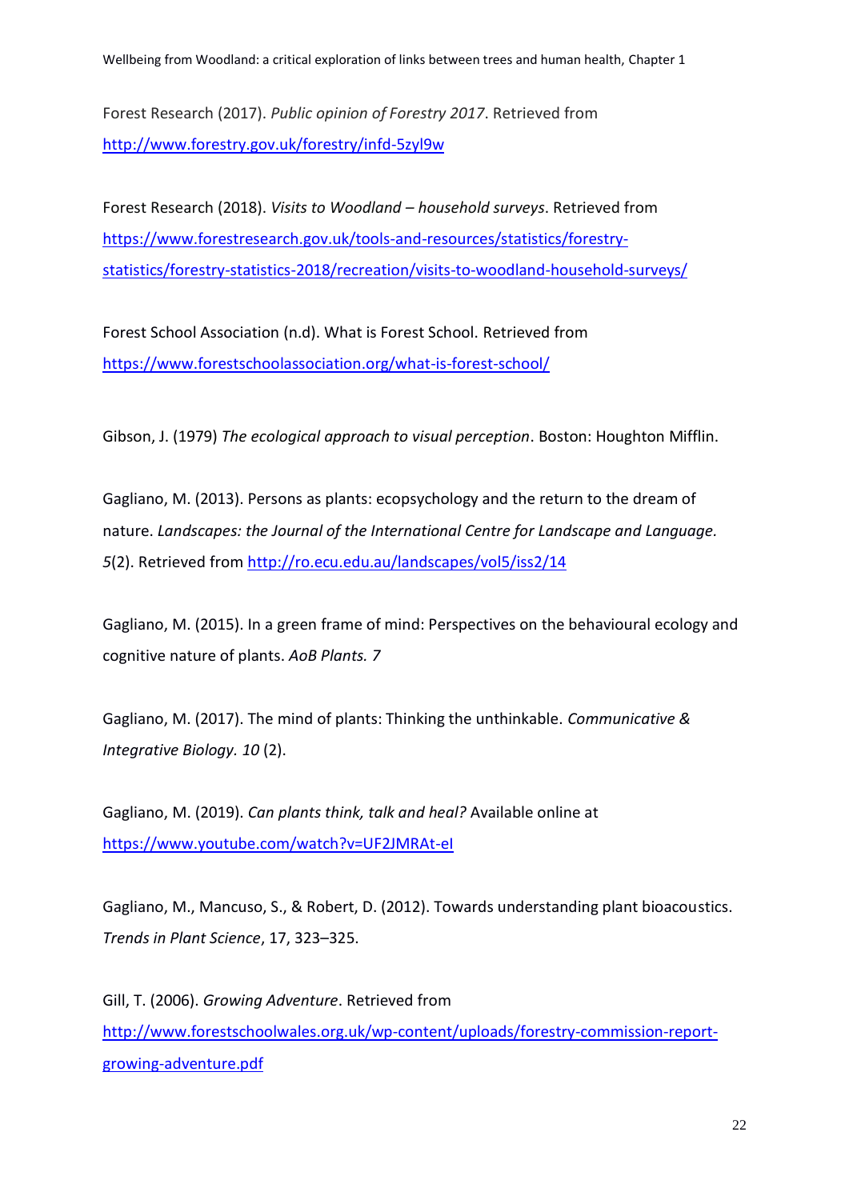Forest Research (2017). *Public opinion of Forestry 2017*. Retrieved from http://www.forestry.gov.uk/forestry/infd-5zyl9w

Forest Research (2018). *Visits to Woodland – household surveys*. Retrieved from https://www.forestresearch.gov.uk/tools-and-resources/statistics/forestry-statistics/forestry-statistics-2018/recreation/visits-to-woodland-household-surveys/

Forest School Association (n.d). What is Forest School. Retrieved from https://www.forestschoolassociation.org/what-is-forest-school/

Gibson, J. (1979) *The ecological approach to visual perception*. Boston: Houghton Mifflin.

Gagliano, M. (2013). Persons as plants: ecopsychology and the return to the dream of nature. *Landscapes: the Journal of the International Centre for Landscape and Language. 5*(2). Retrieved from http://ro.ecu.edu.au/landscapes/vol5/iss2/14

Gagliano, M. (2015). In a green frame of mind: Perspectives on the behavioural ecology and cognitive nature of plants. *AoB Plants. 7*

Gagliano, M. (2017). The mind of plants: Thinking the unthinkable. *Communicative & Integrative Biology. 10* (2).

Gagliano, M. (2019). *Can plants think, talk and heal?* Available online at https://www.youtube.com/watch?v=UF2JMRAt-eI

Gagliano, M., Mancuso, S., & Robert, D. (2012). Towards understanding plant bioacoustics. *Trends in Plant Science*, 17, 323–325.

Gill, T. (2006). *Growing Adventure*. Retrieved from http://www.forestschoolwales.org.uk/wp-content/uploads/forestry-commission-report-growing-adventure.pdf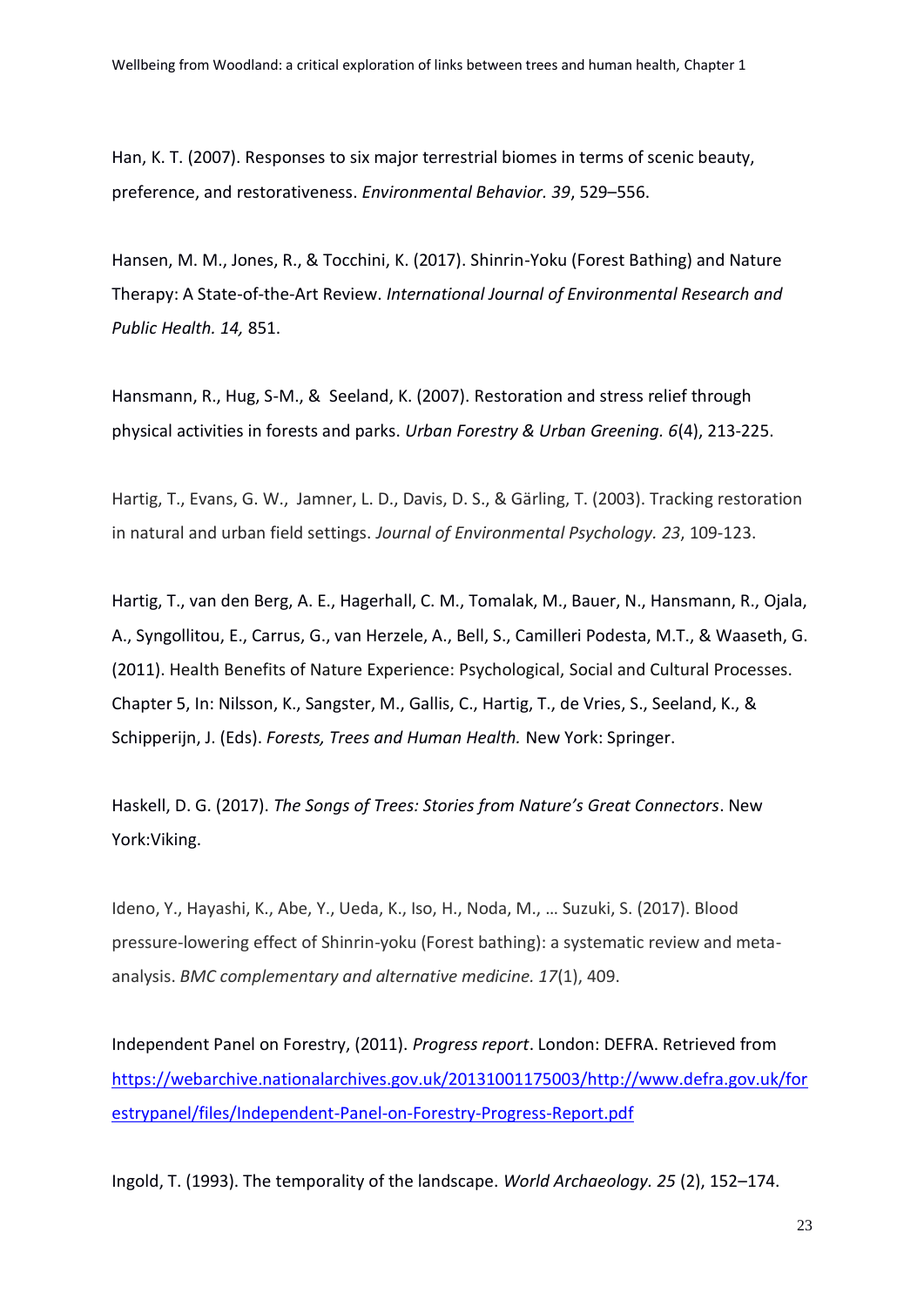Han, K. T. (2007). Responses to six major terrestrial biomes in terms of scenic beauty, preference, and restorativeness. *Environmental Behavior. 39*, 529–556.

Hansen, M. M., Jones, R., & Tocchini, K. (2017). Shinrin-Yoku (Forest Bathing) and Nature Therapy: A State-of-the-Art Review. *International Journal of Environmental Research and Public Health. 14,* 851.

Hansmann, R., Hug, S-M., & Seeland, K. (2007). Restoration and stress relief through physical activities in forests and parks. *Urban Forestry & Urban Greening. 6*(4), 213-225.

Hartig, T., Evans, G. W., Jamner, L. D., Davis, D. S., & Gärling, T. (2003). Tracking restoration in natural and urban field settings. *Journal of Environmental Psychology. 23*, 109-123.

Hartig, T., van den Berg, A. E., Hagerhall, C. M., Tomalak, M., Bauer, N., Hansmann, R., Ojala, A., Syngollitou, E., Carrus, G., van Herzele, A., Bell, S., Camilleri Podesta, M.T., & Waaseth, G. (2011). Health Benefits of Nature Experience: Psychological, Social and Cultural Processes. Chapter 5, In: Nilsson, K., Sangster, M., Gallis, C., Hartig, T., de Vries, S., Seeland, K., & Schipperijn, J. (Eds). *Forests, Trees and Human Health.* New York: Springer.

Haskell, D. G. (2017). *The Songs of Trees: Stories from Nature's Great Connectors*. New York:Viking.

Ideno, Y., Hayashi, K., Abe, Y., Ueda, K., Iso, H., Noda, M., … Suzuki, S. (2017). Blood pressure-lowering effect of Shinrin-yoku (Forest bathing): a systematic review and meta-analysis. *BMC complementary and alternative medicine. 17*(1), 409.

Independent Panel on Forestry, (2011). *Progress report*. London: DEFRA. Retrieved from https://webarchive.nationalarchives.gov.uk/20131001175003/http://www.defra.gov.uk/forestrypanel/files/Independent-Panel-on-Forestry-Progress-Report.pdf

Ingold, T. (1993). The temporality of the landscape. *World Archaeology. 25* (2), 152–174.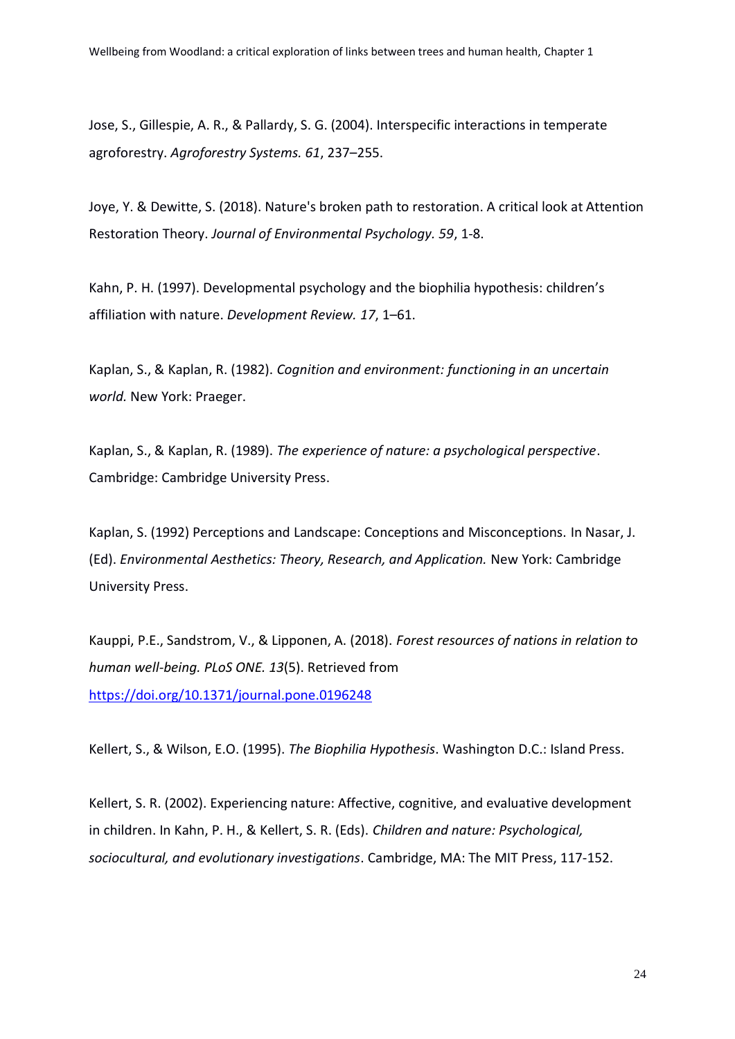Jose, S., Gillespie, A. R., & Pallardy, S. G. (2004). Interspecific interactions in temperate agroforestry. *Agroforestry Systems. 61*, 237–255.

Joye, Y. & Dewitte, S. (2018). Nature's broken path to restoration. A critical look at Attention Restoration Theory. *Journal of Environmental Psychology. 59*, 1-8.

Kahn, P. H. (1997). Developmental psychology and the biophilia hypothesis: children's affiliation with nature. *Development Review. 17*, 1–61.

Kaplan, S., & Kaplan, R. (1982). *Cognition and environment: functioning in an uncertain world.* New York: Praeger.

Kaplan, S., & Kaplan, R. (1989). *The experience of nature: a psychological perspective*. Cambridge: Cambridge University Press.

Kaplan, S. (1992) Perceptions and Landscape: Conceptions and Misconceptions. In Nasar, J. (Ed). *Environmental Aesthetics: Theory, Research, and Application.* New York: Cambridge University Press.

Kauppi, P.E., Sandstrom, V., & Lipponen, A. (2018). *Forest resources of nations in relation to human well-being. PLoS ONE. 13*(5). Retrieved from https://doi.org/10.1371/journal.pone.0196248

Kellert, S., & Wilson, E.O. (1995). *The Biophilia Hypothesis*. Washington D.C.: Island Press.

Kellert, S. R. (2002). Experiencing nature: Affective, cognitive, and evaluative development in children. In Kahn, P. H., & Kellert, S. R. (Eds). *Children and nature: Psychological, sociocultural, and evolutionary investigations*. Cambridge, MA: The MIT Press, 117-152.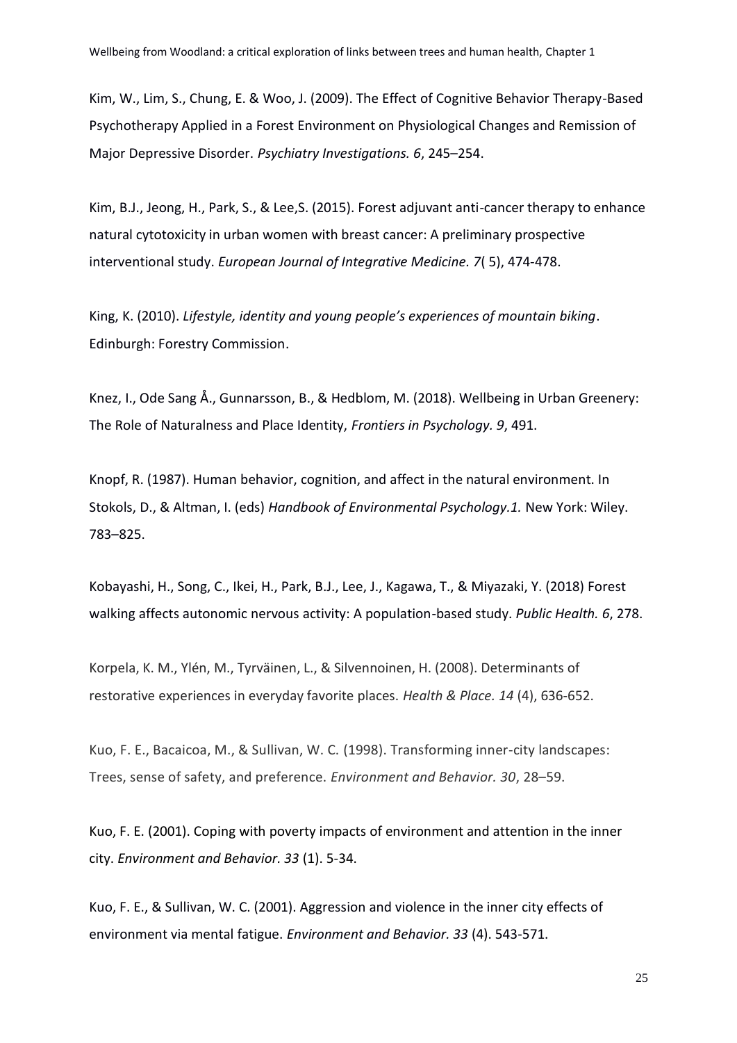Kim, W., Lim, S., Chung, E. & Woo, J. (2009). The Effect of Cognitive Behavior Therapy-Based Psychotherapy Applied in a Forest Environment on Physiological Changes and Remission of Major Depressive Disorder. *Psychiatry Investigations. 6*, 245–254.

Kim, B.J., Jeong, H., Park, S., & Lee,S. (2015). Forest adjuvant anti-cancer therapy to enhance natural cytotoxicity in urban women with breast cancer: A preliminary prospective interventional study. *European Journal of Integrative Medicine. 7*( 5), 474-478.

King, K. (2010). *Lifestyle, identity and young people's experiences of mountain biking*. Edinburgh: Forestry Commission.

Knez, I., Ode Sang Å., Gunnarsson, B., & Hedblom, M. (2018). Wellbeing in Urban Greenery: The Role of Naturalness and Place Identity, *Frontiers in Psychology. 9*, 491.

Knopf, R. (1987). Human behavior, cognition, and affect in the natural environment. In Stokols, D., & Altman, I. (eds) *Handbook of Environmental Psychology.1.* New York: Wiley. 783–825.

Kobayashi, H., Song, C., Ikei, H., Park, B.J., Lee, J., Kagawa, T., & Miyazaki, Y. (2018) Forest walking affects autonomic nervous activity: A population-based study. *Public Health. 6*, 278.

Korpela, K. M., Ylén, M., Tyrväinen, L., & Silvennoinen, H. (2008). Determinants of restorative experiences in everyday favorite places. *Health & Place. 14* (4), 636-652.

Kuo, F. E., Bacaicoa, M., & Sullivan, W. C. (1998). Transforming inner-city landscapes: Trees, sense of safety, and preference. *Environment and Behavior. 30*, 28–59.

Kuo, F. E. (2001). Coping with poverty impacts of environment and attention in the inner city. *Environment and Behavior. 33* (1). 5-34.

Kuo, F. E., & Sullivan, W. C. (2001). Aggression and violence in the inner city effects of environment via mental fatigue. *Environment and Behavior. 33* (4). 543-571.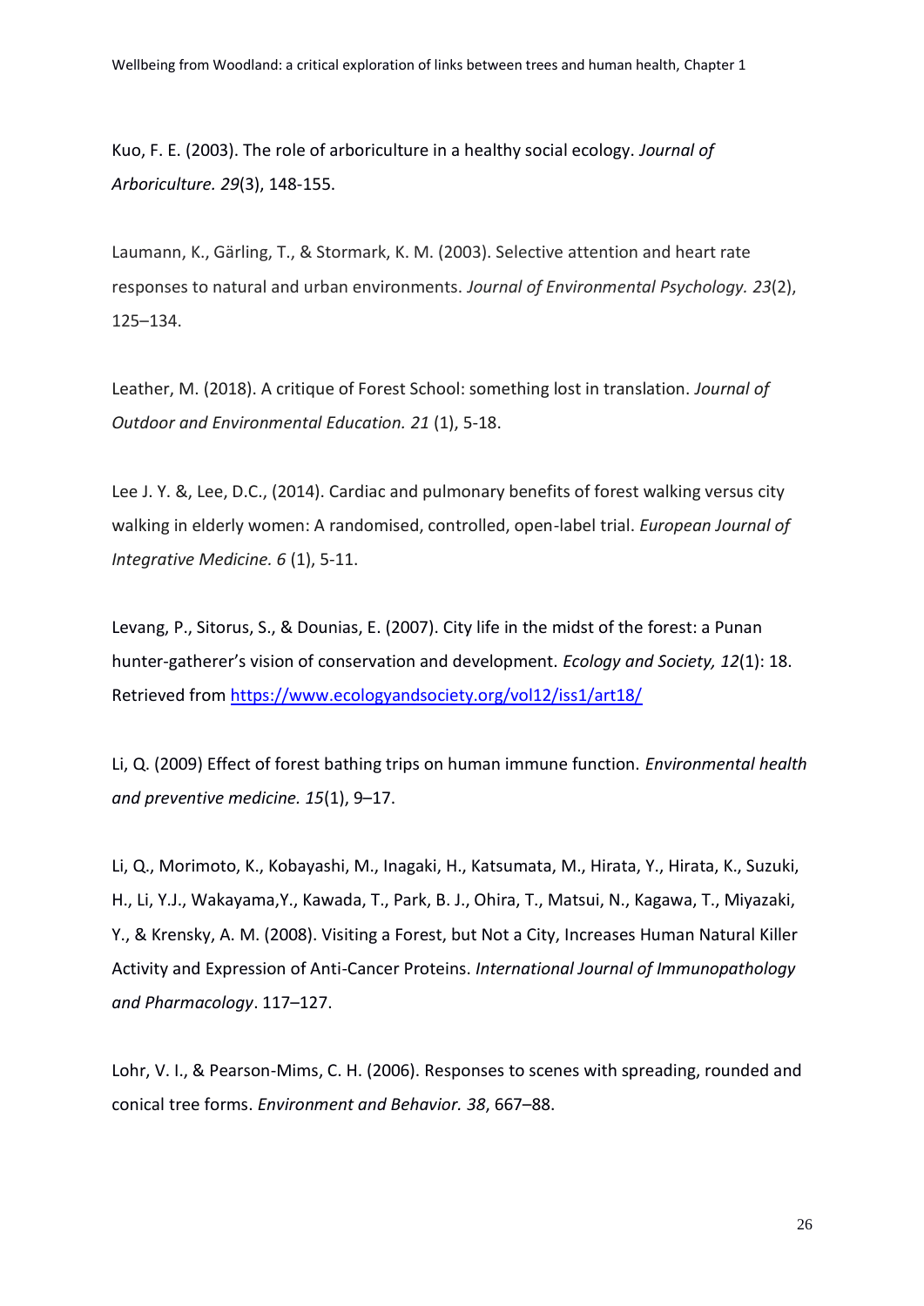Kuo, F. E. (2003). The role of arboriculture in a healthy social ecology. *Journal of Arboriculture. 29*(3), 148-155.

Laumann, K., Gärling, T., & Stormark, K. M. (2003). Selective attention and heart rate responses to natural and urban environments. *Journal of Environmental Psychology. 23*(2), 125–134.

Leather, M. (2018). A critique of Forest School: something lost in translation. *Journal of Outdoor and Environmental Education. 21* (1), 5-18.

Lee J. Y. &, Lee, D.C., (2014). Cardiac and pulmonary benefits of forest walking versus city walking in elderly women: A randomised, controlled, open-label trial. *European Journal of Integrative Medicine. 6* (1), 5-11.

Levang, P., Sitorus, S., & Dounias, E. (2007). City life in the midst of the forest: a Punan hunter-gatherer's vision of conservation and development. *Ecology and Society, 12*(1): 18. Retrieved from https://www.ecologyandsociety.org/vol12/iss1/art18/

Li, Q. (2009) Effect of forest bathing trips on human immune function. *Environmental health and preventive medicine. 15*(1), 9–17.

Li, Q., Morimoto, K., Kobayashi, M., Inagaki, H., Katsumata, M., Hirata, Y., Hirata, K., Suzuki, H., Li, Y.J., Wakayama,Y., Kawada, T., Park, B. J., Ohira, T., Matsui, N., Kagawa, T., Miyazaki, Y., & Krensky, A. M. (2008). Visiting a Forest, but Not a City, Increases Human Natural Killer Activity and Expression of Anti-Cancer Proteins. *International Journal of Immunopathology and Pharmacology*. 117–127.

Lohr, V. I., & Pearson-Mims, C. H. (2006). Responses to scenes with spreading, rounded and conical tree forms. *Environment and Behavior. 38*, 667–88.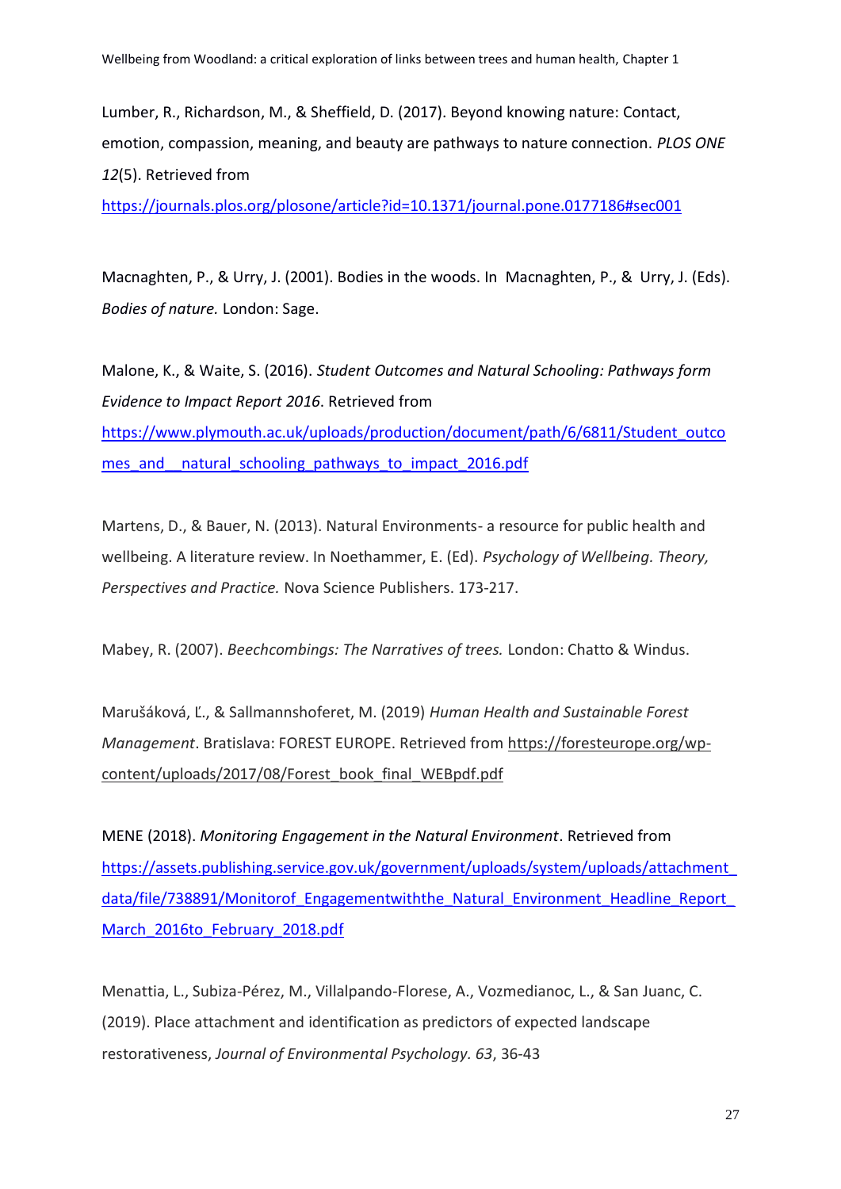Lumber, R., Richardson, M., & Sheffield, D. (2017). Beyond knowing nature: Contact, emotion, compassion, meaning, and beauty are pathways to nature connection. *PLOS ONE 12*(5). Retrieved from https://journals.plos.org/plosone/article?id=10.1371/journal.pone.0177186#sec001

Macnaghten, P., & Urry, J. (2001). Bodies in the woods. In Macnaghten, P., & Urry, J. (Eds). *Bodies of nature.* London: Sage.

Malone, K., & Waite, S. (2016). *Student Outcomes and Natural Schooling: Pathways form Evidence to Impact Report 2016*. Retrieved from https://www.plymouth.ac.uk/uploads/production/document/path/6/6811/Student_outcomes_and__natural_schooling_pathways_to_impact_2016.pdf

Martens, D., & Bauer, N. (2013). Natural Environments- a resource for public health and wellbeing. A literature review. In Noethammer, E. (Ed). *Psychology of Wellbeing. Theory, Perspectives and Practice.* Nova Science Publishers. 173-217.

Mabey, R. (2007). *Beechcombings: The Narratives of trees.* London: Chatto & Windus.

Marušáková, Ľ., & Sallmannshoferet, M. (2019) *Human Health and Sustainable Forest Management*. Bratislava: FOREST EUROPE. Retrieved from https://foresteurope.org/wp-content/uploads/2017/08/Forest_book_final_WEBpdf.pdf

MENE (2018). *Monitoring Engagement in the Natural Environment*. Retrieved from https://assets.publishing.service.gov.uk/government/uploads/system/uploads/attachment_data/file/738891/Monitorof_Engagementwiththe_Natural_Environment_Headline_Report_March_2016to_February_2018.pdf

Menattia, L., Subiza-Pérez, M., Villalpando-Florese, A., Vozmedianoc, L., & San Juanc, C. (2019). Place attachment and identification as predictors of expected landscape restorativeness, *Journal of Environmental Psychology. 63*, 36-43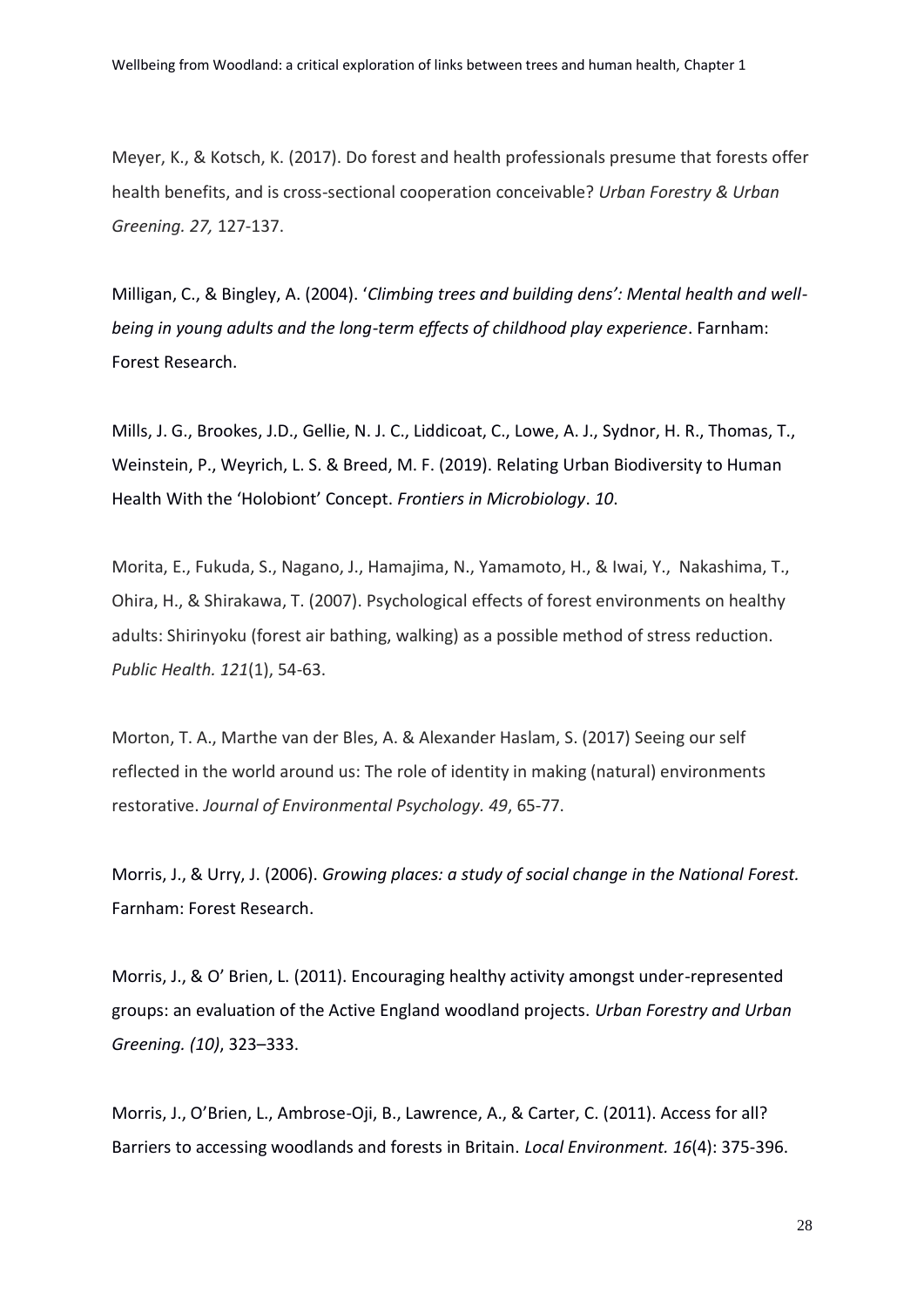Meyer, K., & Kotsch, K. (2017). Do forest and health professionals presume that forests offer health benefits, and is cross-sectional cooperation conceivable? *Urban Forestry & Urban Greening. 27,* 127-137.

Milligan, C., & Bingley, A. (2004). '*Climbing trees and building dens': Mental health and well-being in young adults and the long-term effects of childhood play experience*. Farnham: Forest Research.

Mills, J. G., Brookes, J.D., Gellie, N. J. C., Liddicoat, C., Lowe, A. J., Sydnor, H. R., Thomas, T., Weinstein, P., Weyrich, L. S. & Breed, M. F. (2019). Relating Urban Biodiversity to Human Health With the 'Holobiont' Concept. *Frontiers in Microbiology*. *10*.

Morita, E., Fukuda, S., Nagano, J., Hamajima, N., Yamamoto, H., & Iwai, Y., Nakashima, T., Ohira, H., & Shirakawa, T. (2007). Psychological effects of forest environments on healthy adults: Shirinyoku (forest air bathing, walking) as a possible method of stress reduction. *Public Health. 121*(1), 54-63.

Morton, T. A., Marthe van der Bles, A. & Alexander Haslam, S. (2017) Seeing our self reflected in the world around us: The role of identity in making (natural) environments restorative. *Journal of Environmental Psychology*. *49*, 65-77.

Morris, J., & Urry, J. (2006). *Growing places: a study of social change in the National Forest.* Farnham: Forest Research.

Morris, J., & O' Brien, L. (2011). Encouraging healthy activity amongst under-represented groups: an evaluation of the Active England woodland projects. *Urban Forestry and Urban Greening. (10)*, 323–333.

Morris, J., O'Brien, L., Ambrose-Oji, B., Lawrence, A., & Carter, C. (2011). Access for all? Barriers to accessing woodlands and forests in Britain. *Local Environment. 16*(4): 375-396.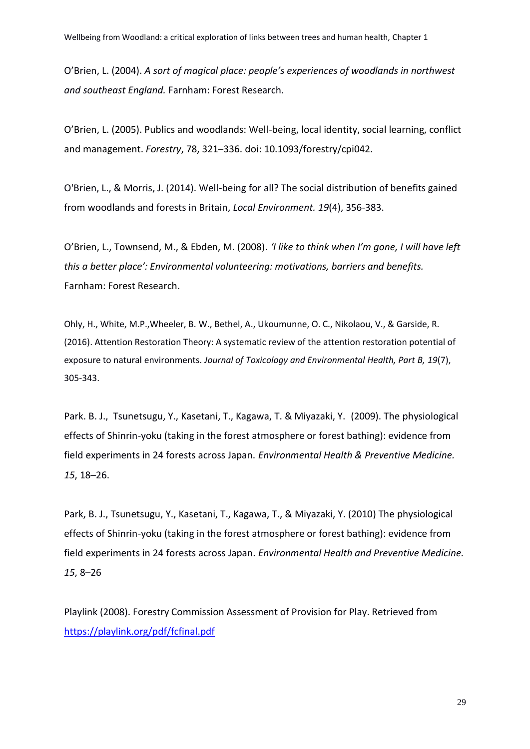O'Brien, L. (2004). *A sort of magical place: people's experiences of woodlands in northwest and southeast England.* Farnham: Forest Research.

O'Brien, L. (2005). Publics and woodlands: Well-being, local identity, social learning, conflict and management. *Forestry*, 78, 321–336. doi: 10.1093/forestry/cpi042.

O'Brien, L., & Morris, J. (2014). Well-being for all? The social distribution of benefits gained from woodlands and forests in Britain, *Local Environment. 19*(4), 356-383.

O'Brien, L., Townsend, M., & Ebden, M. (2008). *'I like to think when I'm gone, I will have left this a better place': Environmental volunteering: motivations, barriers and benefits.* Farnham: Forest Research.

Ohly, H., White, M.P.,Wheeler, B. W., Bethel, A., Ukoumunne, O. C., Nikolaou, V., & Garside, R. (2016). Attention Restoration Theory: A systematic review of the attention restoration potential of exposure to natural environments. *Journal of Toxicology and Environmental Health, Part B, 19*(7), 305-343.

Park. B. J., Tsunetsugu, Y., Kasetani, T., Kagawa, T. & Miyazaki, Y. (2009). The physiological effects of Shinrin-yoku (taking in the forest atmosphere or forest bathing): evidence from field experiments in 24 forests across Japan. *Environmental Health & Preventive Medicine. 15*, 18–26.

Park, B. J., Tsunetsugu, Y., Kasetani, T., Kagawa, T., & Miyazaki, Y. (2010) The physiological effects of Shinrin-yoku (taking in the forest atmosphere or forest bathing): evidence from field experiments in 24 forests across Japan. *Environmental Health and Preventive Medicine. 15*, 8–26

Playlink (2008). Forestry Commission Assessment of Provision for Play. Retrieved from https://playlink.org/pdf/fcfinal.pdf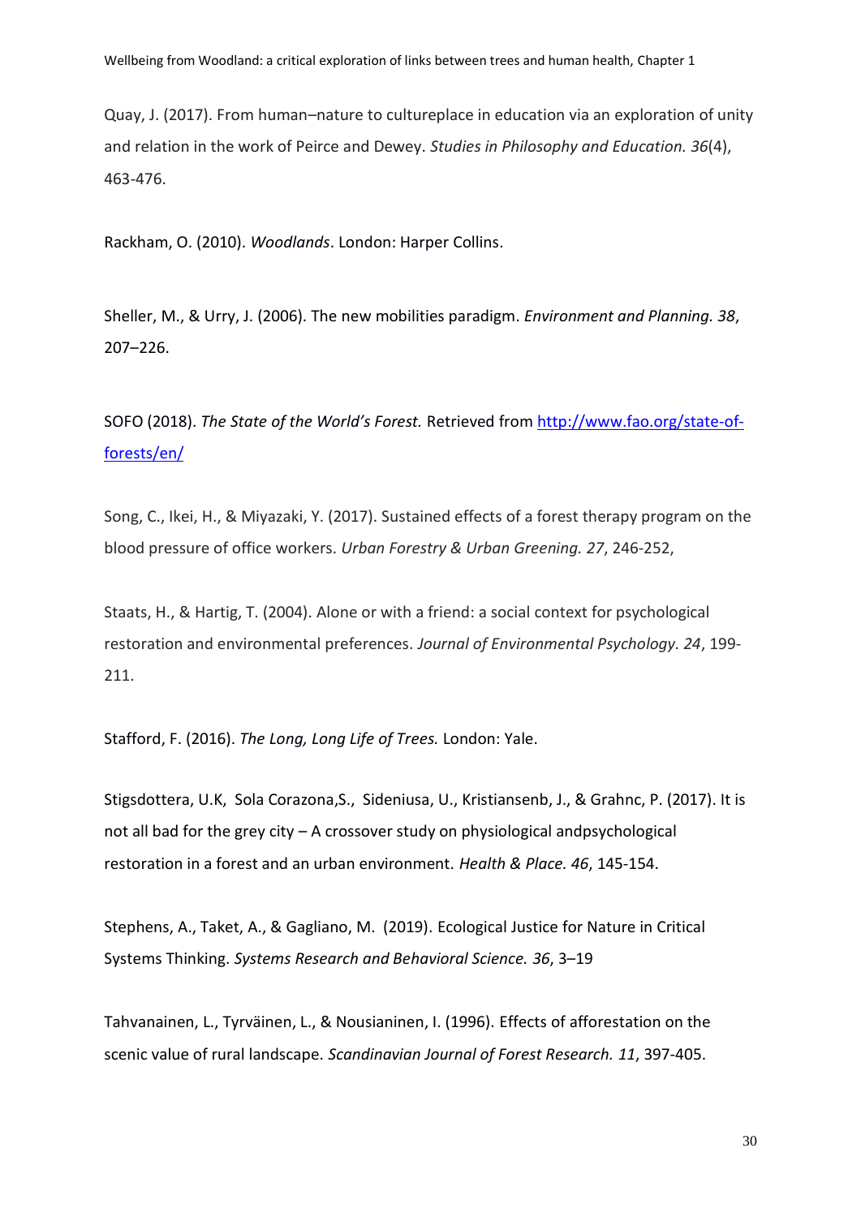Quay, J. (2017). From human–nature to cultureplace in education via an exploration of unity and relation in the work of Peirce and Dewey. *Studies in Philosophy and Education. 36*(4), 463-476.

Rackham, O. (2010). *Woodlands*. London: Harper Collins.

Sheller, M., & Urry, J. (2006). The new mobilities paradigm. *Environment and Planning. 38*, 207–226.

SOFO (2018). *The State of the World's Forest.* Retrieved from [http://www.fao.org/state-of-forests/en/](http://www.fao.org/state-of-forests/en/)

Song, C., Ikei, H., & Miyazaki, Y. (2017). Sustained effects of a forest therapy program on the blood pressure of office workers. *Urban Forestry & Urban Greening. 27*, 246-252,

Staats, H., & Hartig, T. (2004). Alone or with a friend: a social context for psychological restoration and environmental preferences. *Journal of Environmental Psychology. 24*, 199-211.

Stafford, F. (2016). *The Long, Long Life of Trees.* London: Yale.

Stigsdottera, U.K, Sola Corazona,S., Sideniusa, U., Kristiansenb, J., & Grahnc, P. (2017). It is not all bad for the grey city – A crossover study on physiological andpsychological restoration in a forest and an urban environment. *Health & Place. 46*, 145-154.

Stephens, A., Taket, A., & Gagliano, M. (2019). Ecological Justice for Nature in Critical Systems Thinking. *Systems Research and Behavioral Science. 36*, 3–19

Tahvanainen, L., Tyrväinen, L., & Nousianinen, I. (1996). Effects of afforestation on the scenic value of rural landscape. *Scandinavian Journal of Forest Research. 11*, 397-405.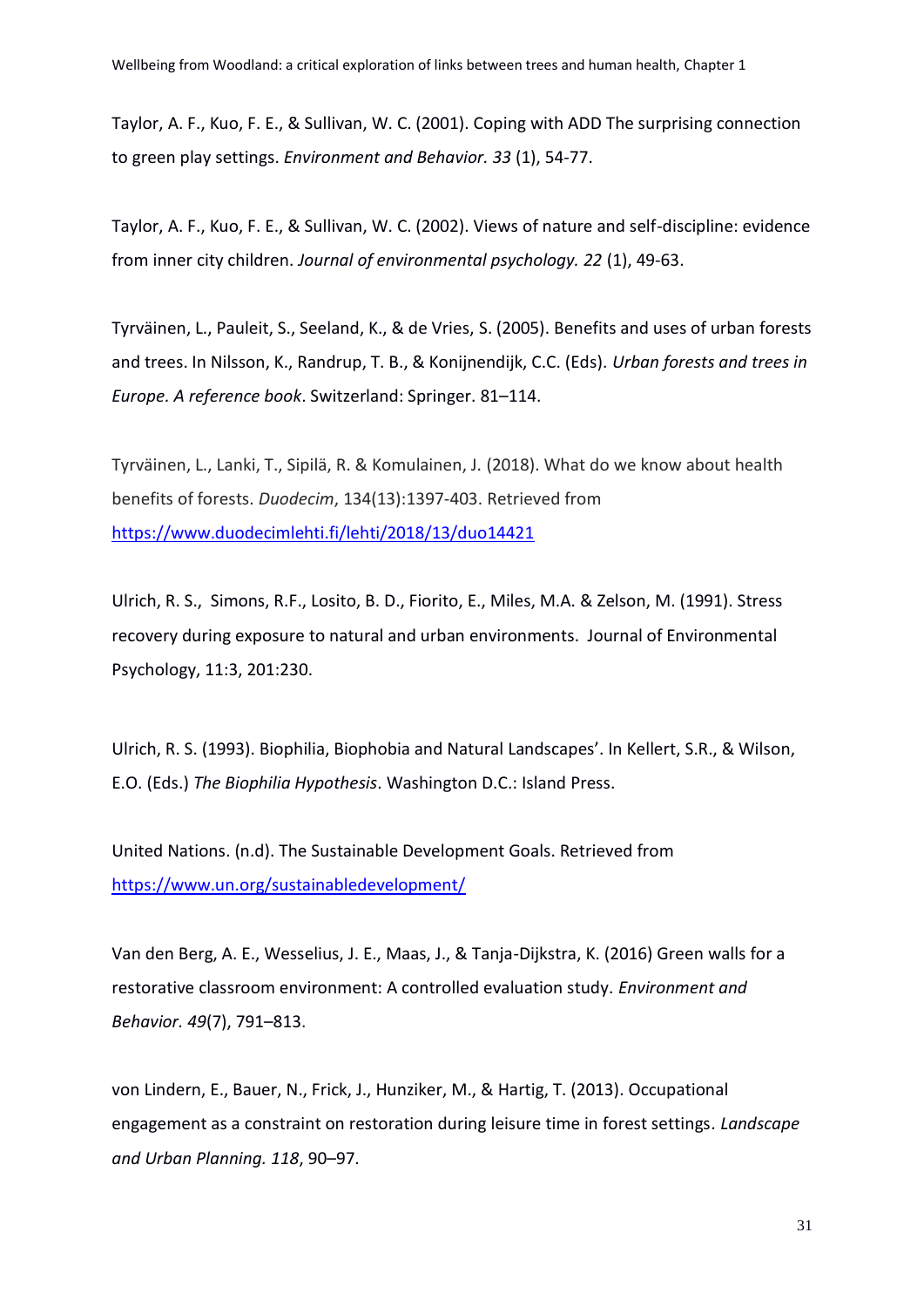Taylor, A. F., Kuo, F. E., & Sullivan, W. C. (2001). Coping with ADD The surprising connection to green play settings. *Environment and Behavior. 33* (1), 54-77.

Taylor, A. F., Kuo, F. E., & Sullivan, W. C. (2002). Views of nature and self-discipline: evidence from inner city children. *Journal of environmental psychology. 22* (1), 49-63.

Tyrväinen, L., Pauleit, S., Seeland, K., & de Vries, S. (2005). Benefits and uses of urban forests and trees. In Nilsson, K., Randrup, T. B., & Konijnendijk, C.C. (Eds). *Urban forests and trees in Europe. A reference book*. Switzerland: Springer. 81–114.

Tyrväinen, L., Lanki, T., Sipilä, R. & Komulainen, J. (2018). What do we know about health benefits of forests. *Duodecim*, 134(13):1397-403. Retrieved from https://www.duodecimlehti.fi/lehti/2018/13/duo14421

Ulrich, R. S., Simons, R.F., Losito, B. D., Fiorito, E., Miles, M.A. & Zelson, M. (1991). Stress recovery during exposure to natural and urban environments. Journal of Environmental Psychology, 11:3, 201:230.

Ulrich, R. S. (1993). Biophilia, Biophobia and Natural Landscapes'. In Kellert, S.R., & Wilson, E.O. (Eds.) *The Biophilia Hypothesis*. Washington D.C.: Island Press.

United Nations. (n.d). The Sustainable Development Goals. Retrieved from https://www.un.org/sustainabledevelopment/

Van den Berg, A. E., Wesselius, J. E., Maas, J., & Tanja-Dijkstra, K. (2016) Green walls for a restorative classroom environment: A controlled evaluation study. *Environment and Behavior. 49*(7), 791–813.

von Lindern, E., Bauer, N., Frick, J., Hunziker, M., & Hartig, T. (2013). Occupational engagement as a constraint on restoration during leisure time in forest settings. *Landscape and Urban Planning. 118*, 90–97.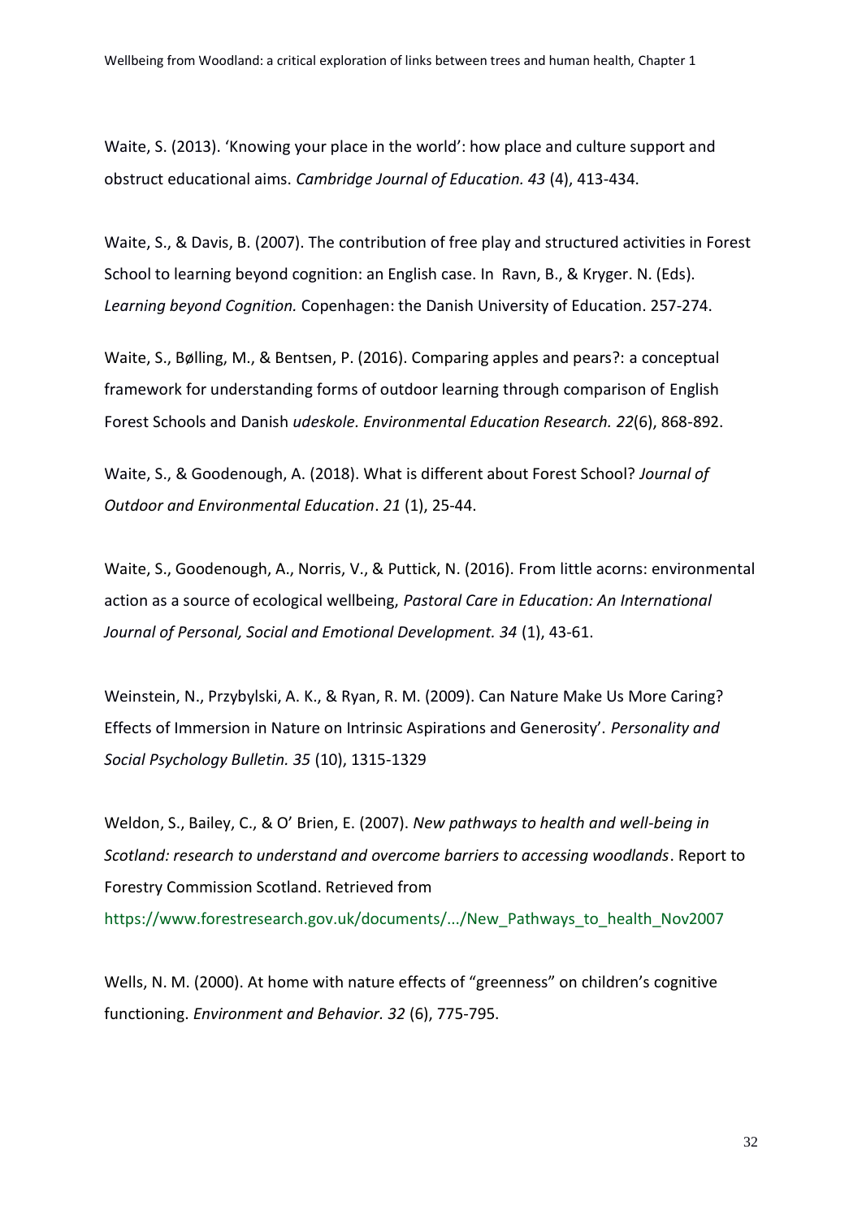Waite, S. (2013). 'Knowing your place in the world': how place and culture support and obstruct educational aims. *Cambridge Journal of Education. 43* (4), 413-434.

Waite, S., & Davis, B. (2007). The contribution of free play and structured activities in Forest School to learning beyond cognition: an English case. In Ravn, B., & Kryger. N. (Eds). *Learning beyond Cognition.* Copenhagen: the Danish University of Education. 257-274.

Waite, S., Bølling, M., & Bentsen, P. (2016). Comparing apples and pears?: a conceptual framework for understanding forms of outdoor learning through comparison of English Forest Schools and Danish *udeskole. Environmental Education Research. 22*(6), 868-892.

Waite, S., & Goodenough, A. (2018). What is different about Forest School? *Journal of Outdoor and Environmental Education*. *21* (1), 25-44.

Waite, S., Goodenough, A., Norris, V., & Puttick, N. (2016). From little acorns: environmental action as a source of ecological wellbeing, *Pastoral Care in Education: An International Journal of Personal, Social and Emotional Development. 34* (1), 43-61.

Weinstein, N., Przybylski, A. K., & Ryan, R. M. (2009). Can Nature Make Us More Caring? Effects of Immersion in Nature on Intrinsic Aspirations and Generosity'. *Personality and Social Psychology Bulletin. 35* (10), 1315-1329

Weldon, S., Bailey, C., & O' Brien, E. (2007). *New pathways to health and well-being in Scotland: research to understand and overcome barriers to accessing woodlands*. Report to Forestry Commission Scotland. Retrieved from https://www.forestresearch.gov.uk/documents/.../New_Pathways_to_health_Nov2007

Wells, N. M. (2000). At home with nature effects of "greenness" on children's cognitive functioning. *Environment and Behavior. 32* (6), 775-795.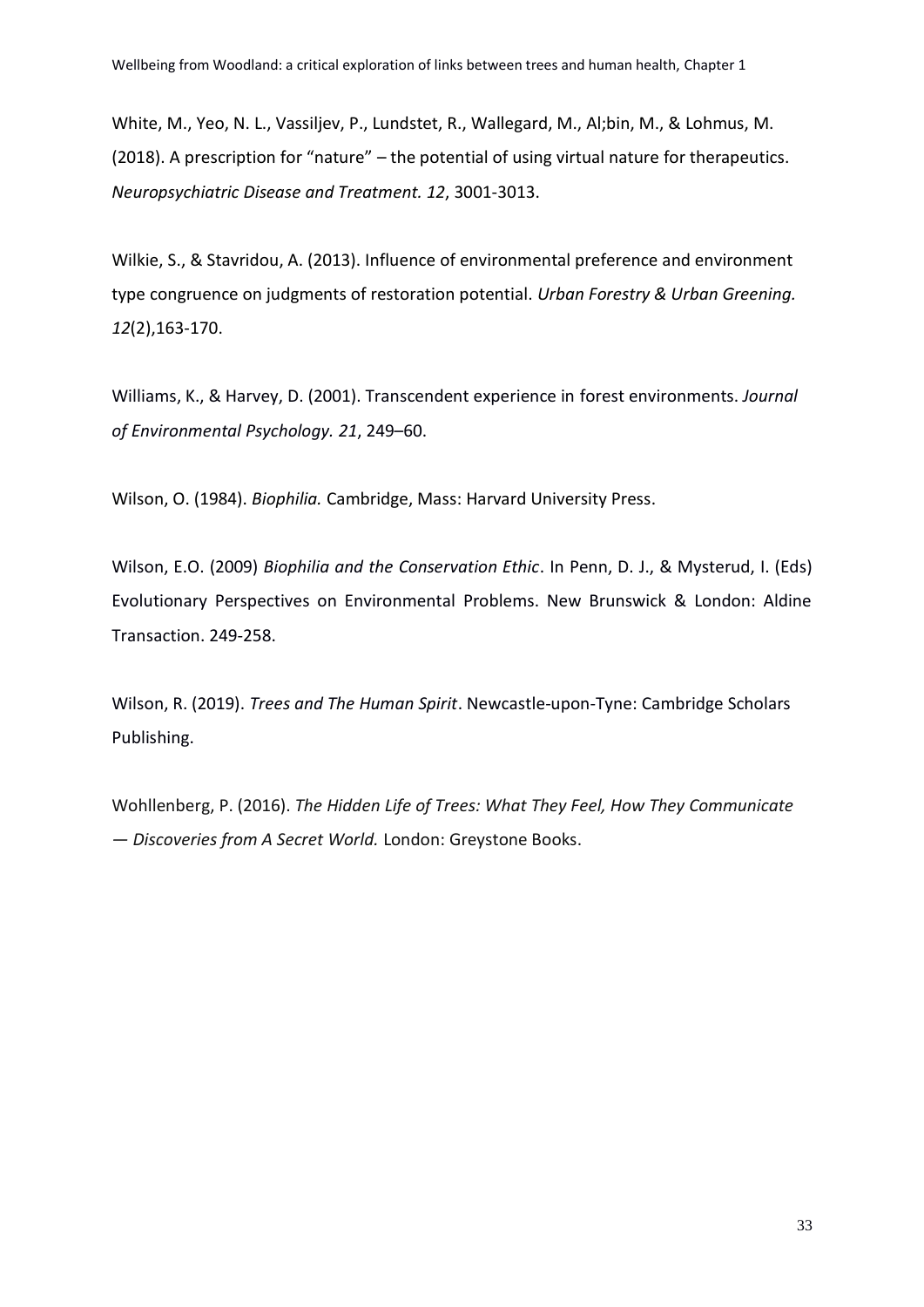White, M., Yeo, N. L., Vassiljev, P., Lundstet, R., Wallegard, M., Al;bin, M., & Lohmus, M. (2018). A prescription for "nature" – the potential of using virtual nature for therapeutics. *Neuropsychiatric Disease and Treatment. 12*, 3001-3013.

Wilkie, S., & Stavridou, A. (2013). Influence of environmental preference and environment type congruence on judgments of restoration potential. *Urban Forestry & Urban Greening. 12*(2),163-170.

Williams, K., & Harvey, D. (2001). Transcendent experience in forest environments. *Journal of Environmental Psychology. 21*, 249–60.

Wilson, O. (1984). *Biophilia.* Cambridge, Mass: Harvard University Press.

Wilson, E.O. (2009) *Biophilia and the Conservation Ethic*. In Penn, D. J., & Mysterud, I. (Eds) Evolutionary Perspectives on Environmental Problems. New Brunswick & London: Aldine Transaction. 249-258.

Wilson, R. (2019). *Trees and The Human Spirit*. Newcastle-upon-Tyne: Cambridge Scholars Publishing.

Wohllenberg, P. (2016). *The Hidden Life of Trees: What They Feel, How They Communicate — Discoveries from A Secret World.* London: Greystone Books.